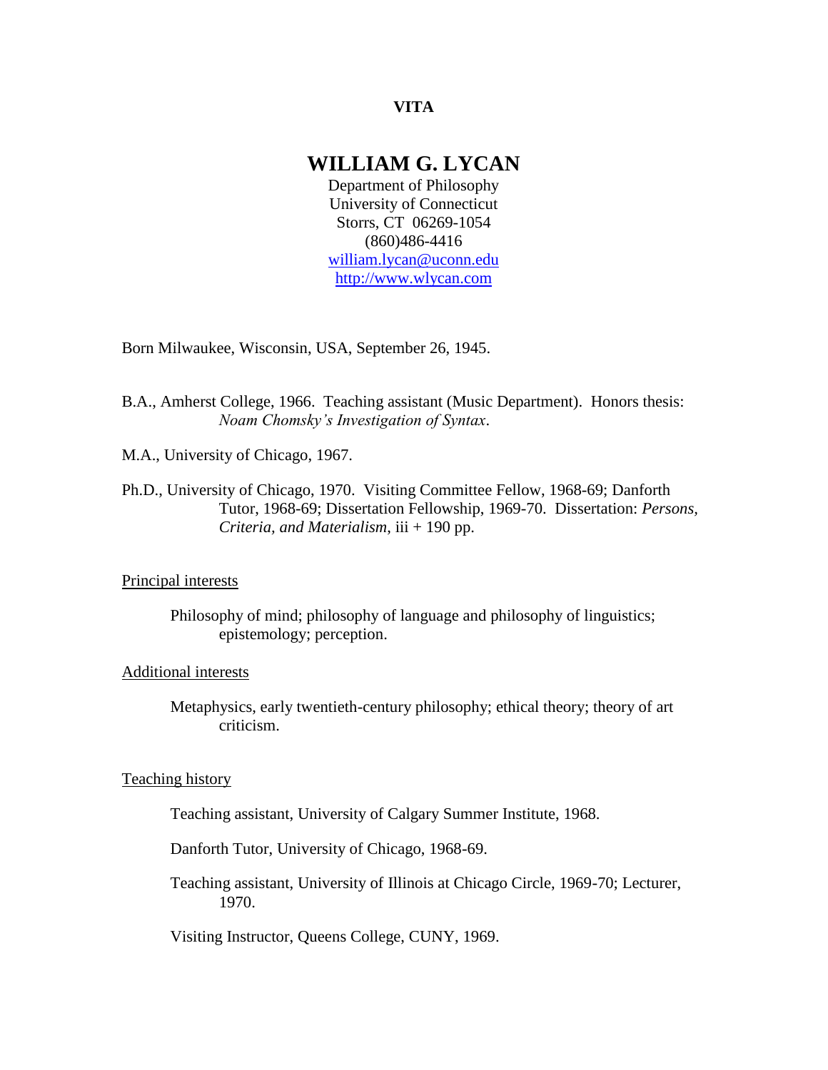**VITA**

# WILLIAM G. LYCAN

Department of Philosophy
University of Connecticut
Storrs, CT 06269-1054
(860)486-4416
william.lycan@uconn.edu
http://www.wlycan.com

Born Milwaukee, Wisconsin, USA, September 26, 1945.

B.A., Amherst College, 1966. Teaching assistant (Music Department). Honors thesis: *Noam Chomsky's Investigation of Syntax*.

M.A., University of Chicago, 1967.

Ph.D., University of Chicago, 1970. Visiting Committee Fellow, 1968-69; Danforth Tutor, 1968-69; Dissertation Fellowship, 1969-70. Dissertation: *Persons, Criteria, and Materialism*, iii + 190 pp.

## Principal interests

Philosophy of mind; philosophy of language and philosophy of linguistics; epistemology; perception.

## Additional interests

Metaphysics, early twentieth-century philosophy; ethical theory; theory of art criticism.

## Teaching history

Teaching assistant, University of Calgary Summer Institute, 1968.

Danforth Tutor, University of Chicago, 1968-69.

Teaching assistant, University of Illinois at Chicago Circle, 1969-70; Lecturer, 1970.

Visiting Instructor, Queens College, CUNY, 1969.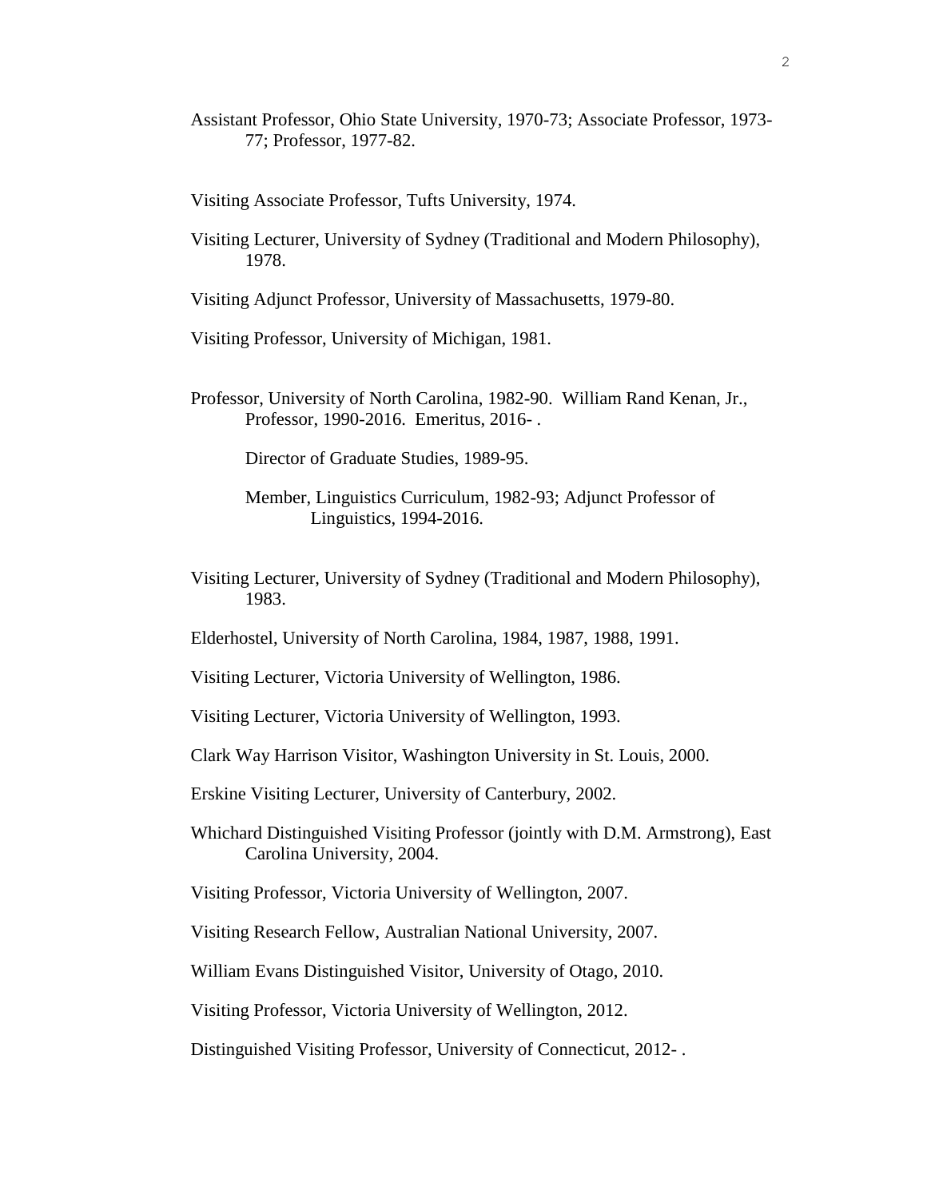Assistant Professor, Ohio State University, 1970-73; Associate Professor, 1973-77; Professor, 1977-82.

Visiting Associate Professor, Tufts University, 1974.

Visiting Lecturer, University of Sydney (Traditional and Modern Philosophy), 1978.

Visiting Adjunct Professor, University of Massachusetts, 1979-80.

Visiting Professor, University of Michigan, 1981.

Professor, University of North Carolina, 1982-90. William Rand Kenan, Jr., Professor, 1990-2016. Emeritus, 2016- .

Director of Graduate Studies, 1989-95.

Member, Linguistics Curriculum, 1982-93; Adjunct Professor of Linguistics, 1994-2016.

Visiting Lecturer, University of Sydney (Traditional and Modern Philosophy), 1983.

Elderhostel, University of North Carolina, 1984, 1987, 1988, 1991.

Visiting Lecturer, Victoria University of Wellington, 1986.

Visiting Lecturer, Victoria University of Wellington, 1993.

Clark Way Harrison Visitor, Washington University in St. Louis, 2000.

Erskine Visiting Lecturer, University of Canterbury, 2002.

Whichard Distinguished Visiting Professor (jointly with D.M. Armstrong), East Carolina University, 2004.

Visiting Professor, Victoria University of Wellington, 2007.

Visiting Research Fellow, Australian National University, 2007.

William Evans Distinguished Visitor, University of Otago, 2010.

Visiting Professor, Victoria University of Wellington, 2012.

Distinguished Visiting Professor, University of Connecticut, 2012- .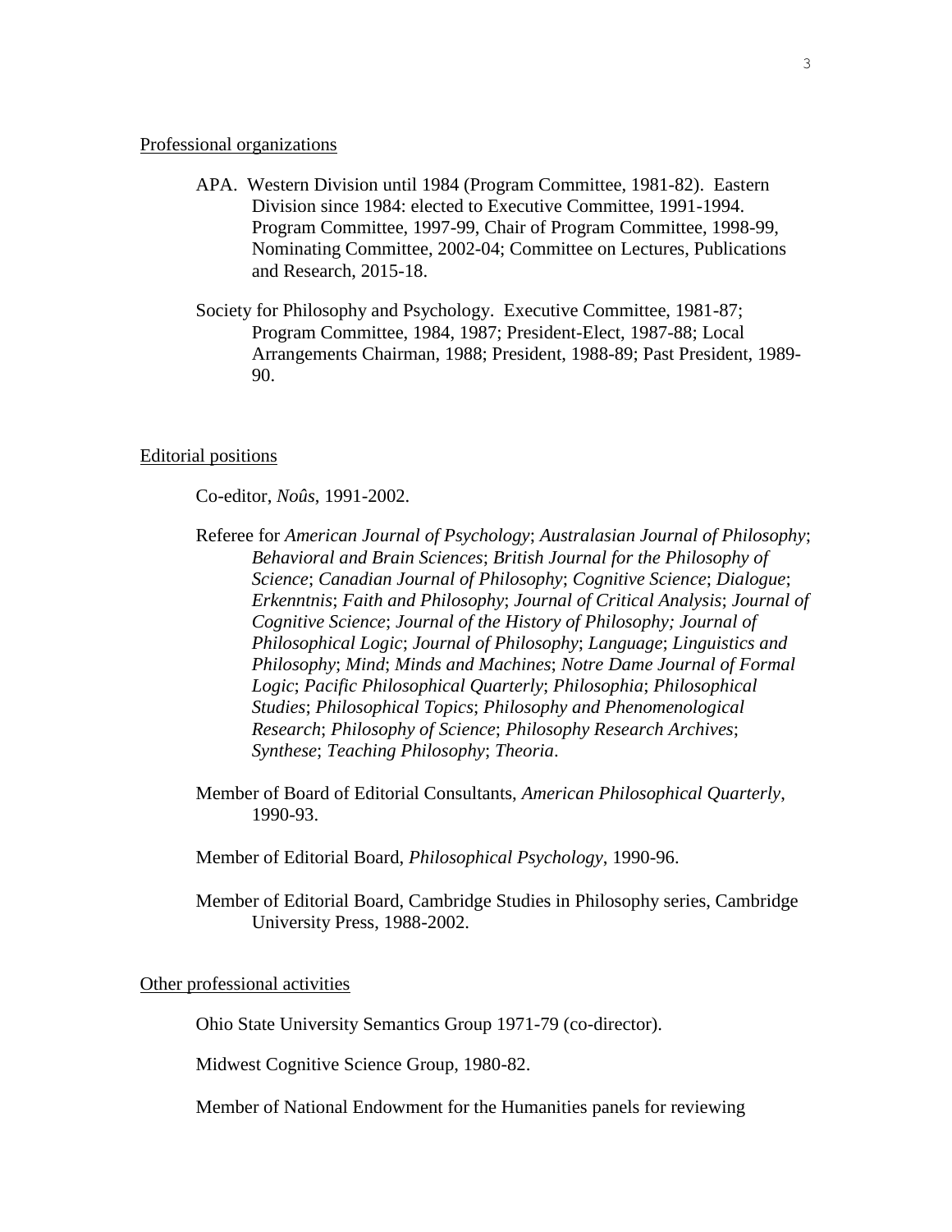## Professional organizations

APA. Western Division until 1984 (Program Committee, 1981-82). Eastern Division since 1984: elected to Executive Committee, 1991-1994. Program Committee, 1997-99, Chair of Program Committee, 1998-99, Nominating Committee, 2002-04; Committee on Lectures, Publications and Research, 2015-18.

Society for Philosophy and Psychology. Executive Committee, 1981-87; Program Committee, 1984, 1987; President-Elect, 1987-88; Local Arrangements Chairman, 1988; President, 1988-89; Past President, 1989-90.

## Editorial positions

Co-editor, *Noûs*, 1991-2002.

Referee for *American Journal of Psychology*; *Australasian Journal of Philosophy*; *Behavioral and Brain Sciences*; *British Journal for the Philosophy of Science*; *Canadian Journal of Philosophy*; *Cognitive Science*; *Dialogue*; *Erkenntnis*; *Faith and Philosophy*; *Journal of Critical Analysis*; *Journal of Cognitive Science*; *Journal of the History of Philosophy; Journal of Philosophical Logic*; *Journal of Philosophy*; *Language*; *Linguistics and Philosophy*; *Mind*; *Minds and Machines*; *Notre Dame Journal of Formal Logic*; *Pacific Philosophical Quarterly*; *Philosophia*; *Philosophical Studies*; *Philosophical Topics*; *Philosophy and Phenomenological Research*; *Philosophy of Science*; *Philosophy Research Archives*; *Synthese*; *Teaching Philosophy*; *Theoria*.

Member of Board of Editorial Consultants, *American Philosophical Quarterly*, 1990-93.

Member of Editorial Board, *Philosophical Psychology*, 1990-96.

Member of Editorial Board, Cambridge Studies in Philosophy series, Cambridge University Press, 1988-2002.

## Other professional activities

Ohio State University Semantics Group 1971-79 (co-director).

Midwest Cognitive Science Group, 1980-82.

Member of National Endowment for the Humanities panels for reviewing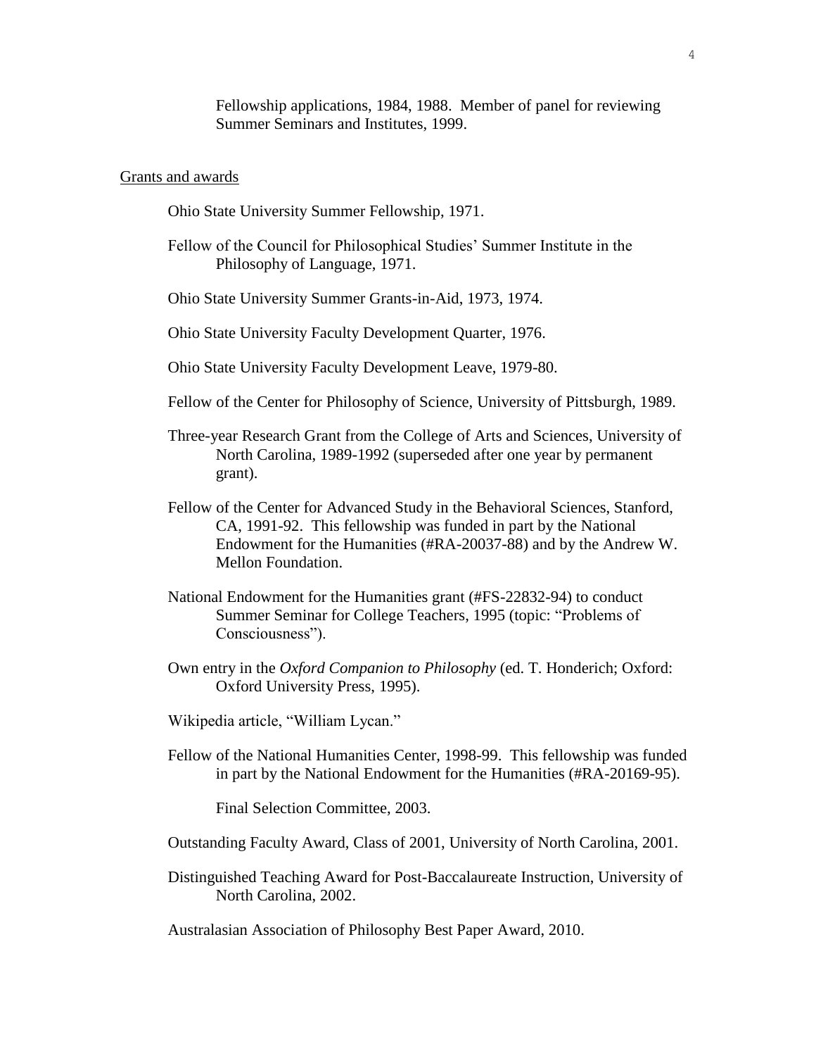Fellowship applications, 1984, 1988. Member of panel for reviewing Summer Seminars and Institutes, 1999.

## Grants and awards

Ohio State University Summer Fellowship, 1971.

Fellow of the Council for Philosophical Studies' Summer Institute in the Philosophy of Language, 1971.

Ohio State University Summer Grants-in-Aid, 1973, 1974.

Ohio State University Faculty Development Quarter, 1976.

Ohio State University Faculty Development Leave, 1979-80.

Fellow of the Center for Philosophy of Science, University of Pittsburgh, 1989.

Three-year Research Grant from the College of Arts and Sciences, University of North Carolina, 1989-1992 (superseded after one year by permanent grant).

Fellow of the Center for Advanced Study in the Behavioral Sciences, Stanford, CA, 1991-92. This fellowship was funded in part by the National Endowment for the Humanities (#RA-20037-88) and by the Andrew W. Mellon Foundation.

National Endowment for the Humanities grant (#FS-22832-94) to conduct Summer Seminar for College Teachers, 1995 (topic: "Problems of Consciousness").

Own entry in the *Oxford Companion to Philosophy* (ed. T. Honderich; Oxford: Oxford University Press, 1995).

Wikipedia article, "William Lycan."

Fellow of the National Humanities Center, 1998-99. This fellowship was funded in part by the National Endowment for the Humanities (#RA-20169-95).

Final Selection Committee, 2003.

Outstanding Faculty Award, Class of 2001, University of North Carolina, 2001.

Distinguished Teaching Award for Post-Baccalaureate Instruction, University of North Carolina, 2002.

Australasian Association of Philosophy Best Paper Award, 2010.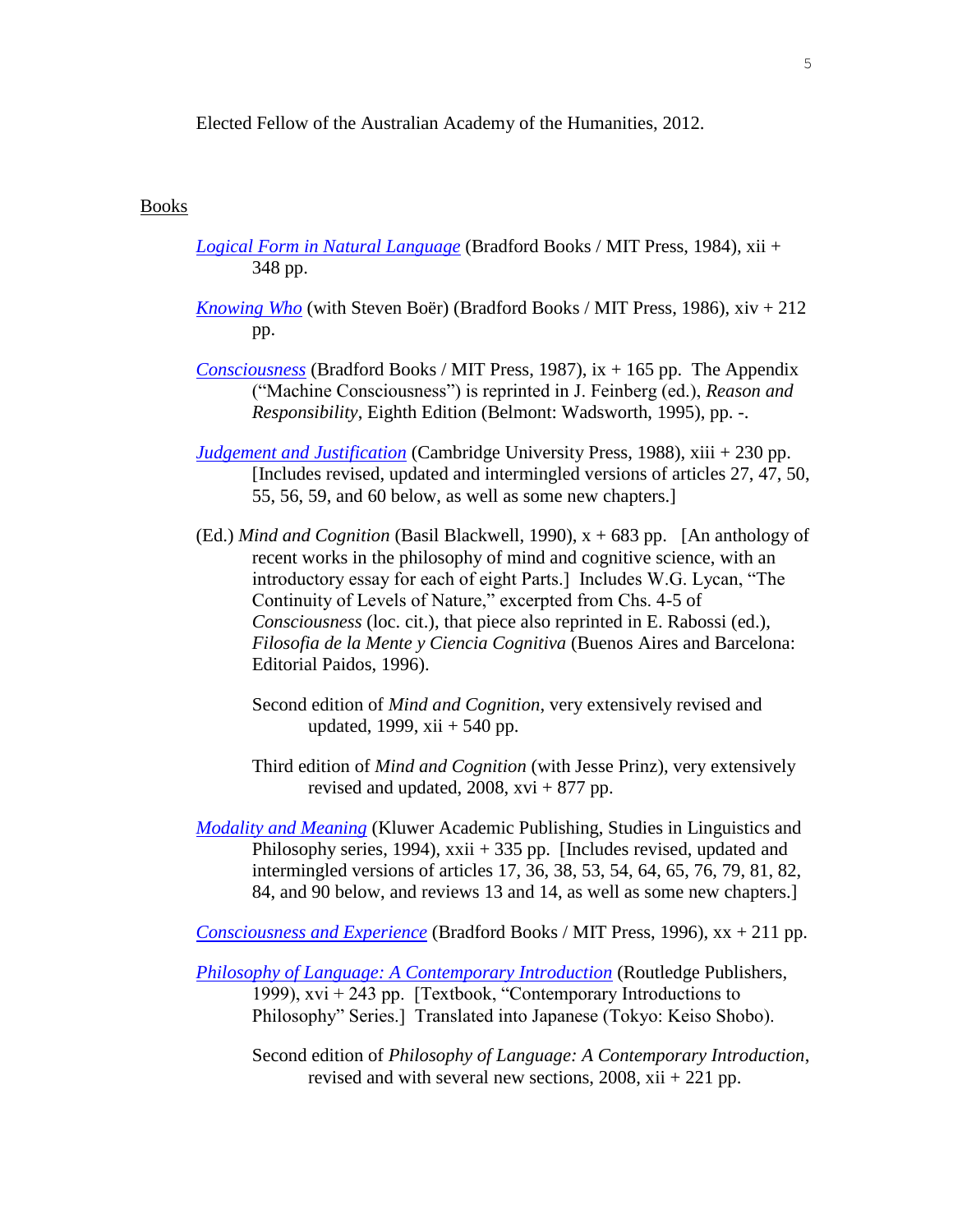Elected Fellow of the Australian Academy of the Humanities, 2012.

## Books

*Logical Form in Natural Language* (Bradford Books / MIT Press, 1984), xii + 348 pp.

*Knowing Who* (with Steven Boër) (Bradford Books / MIT Press, 1986), xiv + 212 pp.

*Consciousness* (Bradford Books / MIT Press, 1987), ix + 165 pp. The Appendix ("Machine Consciousness") is reprinted in J. Feinberg (ed.), *Reason and Responsibility*, Eighth Edition (Belmont: Wadsworth, 1995), pp. -.

*Judgement and Justification* (Cambridge University Press, 1988), xiii + 230 pp. [Includes revised, updated and intermingled versions of articles 27, 47, 50, 55, 56, 59, and 60 below, as well as some new chapters.]

(Ed.) *Mind and Cognition* (Basil Blackwell, 1990), x + 683 pp. [An anthology of recent works in the philosophy of mind and cognitive science, with an introductory essay for each of eight Parts.] Includes W.G. Lycan, "The Continuity of Levels of Nature," excerpted from Chs. 4-5 of *Consciousness* (loc. cit.), that piece also reprinted in E. Rabossi (ed.), *Filosofia de la Mente y Ciencia Cognitiva* (Buenos Aires and Barcelona: Editorial Paidos, 1996).

Second edition of *Mind and Cognition*, very extensively revised and updated, 1999, xii + 540 pp.

Third edition of *Mind and Cognition* (with Jesse Prinz), very extensively revised and updated, 2008, xvi + 877 pp.

*Modality and Meaning* (Kluwer Academic Publishing, Studies in Linguistics and Philosophy series, 1994), xxii + 335 pp. [Includes revised, updated and intermingled versions of articles 17, 36, 38, 53, 54, 64, 65, 76, 79, 81, 82, 84, and 90 below, and reviews 13 and 14, as well as some new chapters.]

*Consciousness and Experience* (Bradford Books / MIT Press, 1996), xx + 211 pp.

*Philosophy of Language: A Contemporary Introduction* (Routledge Publishers, 1999), xvi + 243 pp. [Textbook, "Contemporary Introductions to Philosophy" Series.] Translated into Japanese (Tokyo: Keiso Shobo).

Second edition of *Philosophy of Language: A Contemporary Introduction*, revised and with several new sections, 2008, xii + 221 pp.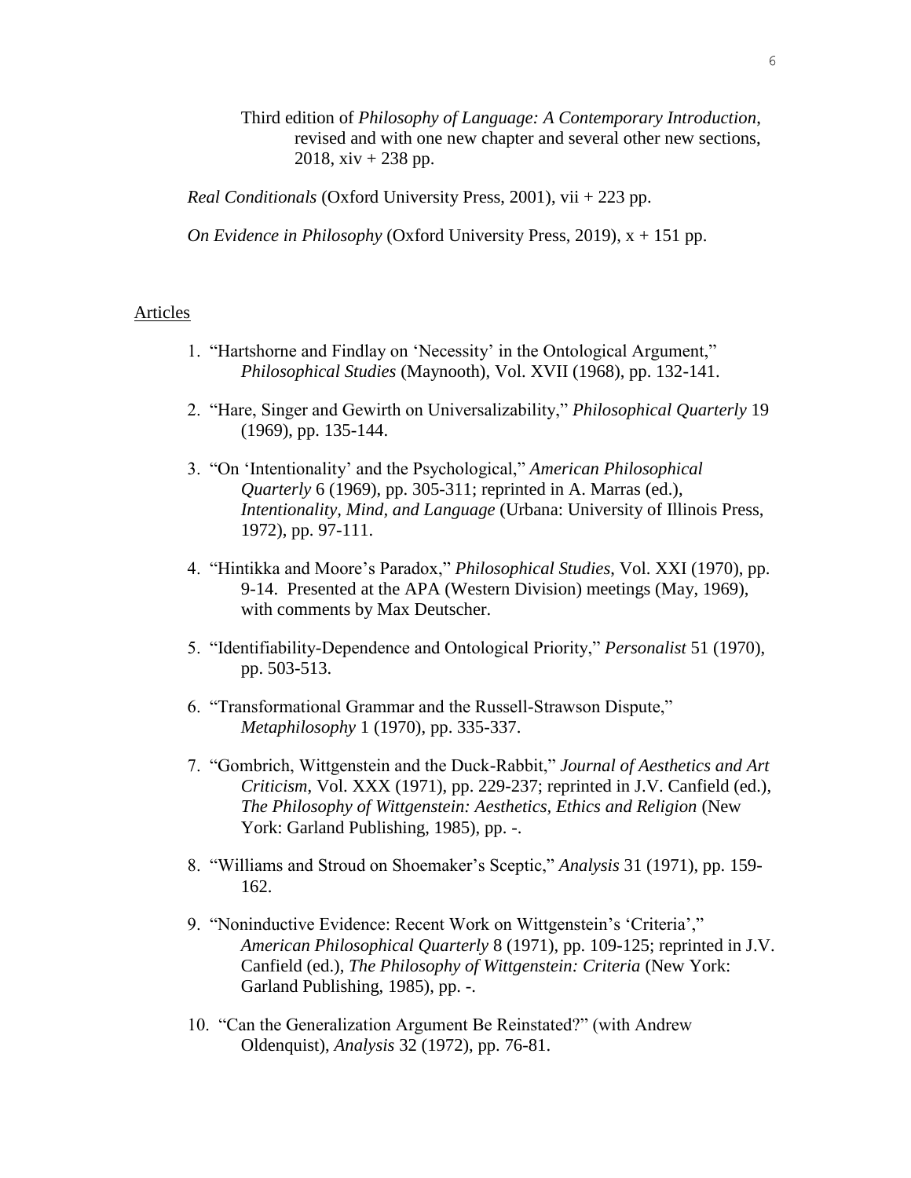Third edition of *Philosophy of Language: A Contemporary Introduction*, revised and with one new chapter and several other new sections, 2018, xiv + 238 pp.

*Real Conditionals* (Oxford University Press, 2001), vii + 223 pp.

*On Evidence in Philosophy* (Oxford University Press, 2019), x + 151 pp.

## Articles

1. "Hartshorne and Findlay on 'Necessity' in the Ontological Argument," *Philosophical Studies* (Maynooth), Vol. XVII (1968), pp. 132-141.

2. "Hare, Singer and Gewirth on Universalizability," *Philosophical Quarterly* 19 (1969), pp. 135-144.

3. "On 'Intentionality' and the Psychological," *American Philosophical Quarterly* 6 (1969), pp. 305-311; reprinted in A. Marras (ed.), *Intentionality, Mind, and Language* (Urbana: University of Illinois Press, 1972), pp. 97-111.

4. "Hintikka and Moore's Paradox," *Philosophical Studies*, Vol. XXI (1970), pp. 9-14. Presented at the APA (Western Division) meetings (May, 1969), with comments by Max Deutscher.

5. "Identifiability-Dependence and Ontological Priority," *Personalist* 51 (1970), pp. 503-513.

6. "Transformational Grammar and the Russell-Strawson Dispute," *Metaphilosophy* 1 (1970), pp. 335-337.

7. "Gombrich, Wittgenstein and the Duck-Rabbit," *Journal of Aesthetics and Art Criticism*, Vol. XXX (1971), pp. 229-237; reprinted in J.V. Canfield (ed.), *The Philosophy of Wittgenstein: Aesthetics, Ethics and Religion* (New York: Garland Publishing, 1985), pp. -.

8. "Williams and Stroud on Shoemaker's Sceptic," *Analysis* 31 (1971), pp. 159-162.

9. "Noninductive Evidence: Recent Work on Wittgenstein's 'Criteria'," *American Philosophical Quarterly* 8 (1971), pp. 109-125; reprinted in J.V. Canfield (ed.), *The Philosophy of Wittgenstein: Criteria* (New York: Garland Publishing, 1985), pp. -.

10. "Can the Generalization Argument Be Reinstated?" (with Andrew Oldenquist), *Analysis* 32 (1972), pp. 76-81.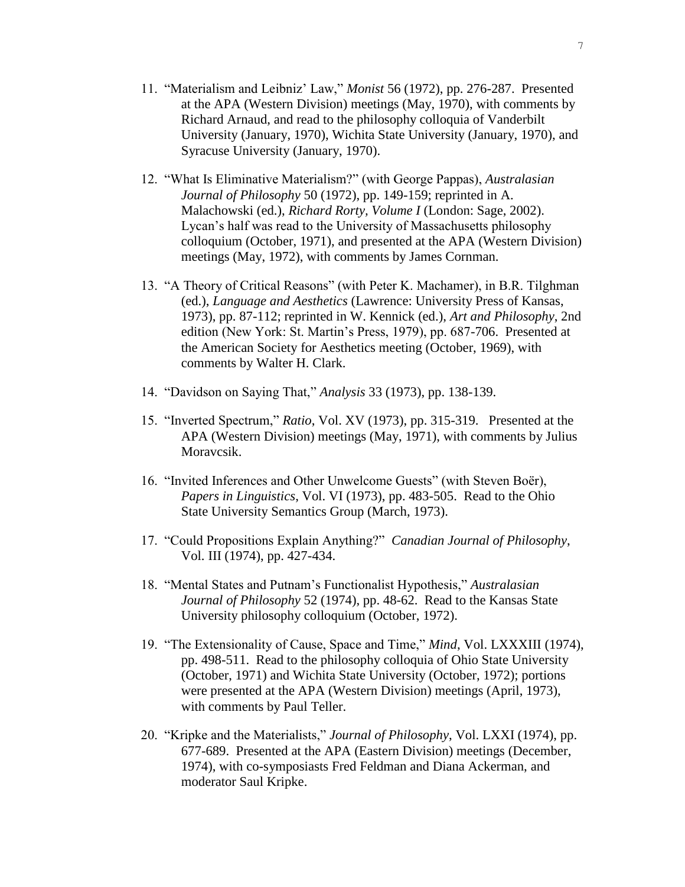11. "Materialism and Leibniz' Law," *Monist* 56 (1972), pp. 276-287. Presented at the APA (Western Division) meetings (May, 1970), with comments by Richard Arnaud, and read to the philosophy colloquia of Vanderbilt University (January, 1970), Wichita State University (January, 1970), and Syracuse University (January, 1970).

12. "What Is Eliminative Materialism?" (with George Pappas), *Australasian Journal of Philosophy* 50 (1972), pp. 149-159; reprinted in A. Malachowski (ed.), *Richard Rorty, Volume I* (London: Sage, 2002). Lycan's half was read to the University of Massachusetts philosophy colloquium (October, 1971), and presented at the APA (Western Division) meetings (May, 1972), with comments by James Cornman.

13. "A Theory of Critical Reasons" (with Peter K. Machamer), in B.R. Tilghman (ed.), *Language and Aesthetics* (Lawrence: University Press of Kansas, 1973), pp. 87-112; reprinted in W. Kennick (ed.), *Art and Philosophy*, 2nd edition (New York: St. Martin's Press, 1979), pp. 687-706. Presented at the American Society for Aesthetics meeting (October, 1969), with comments by Walter H. Clark.

14. "Davidson on Saying That," *Analysis* 33 (1973), pp. 138-139.

15. "Inverted Spectrum," *Ratio*, Vol. XV (1973), pp. 315-319. Presented at the APA (Western Division) meetings (May, 1971), with comments by Julius Moravcsik.

16. "Invited Inferences and Other Unwelcome Guests" (with Steven Boër), *Papers in Linguistics*, Vol. VI (1973), pp. 483-505. Read to the Ohio State University Semantics Group (March, 1973).

17. "Could Propositions Explain Anything?" *Canadian Journal of Philosophy*, Vol. III (1974), pp. 427-434.

18. "Mental States and Putnam's Functionalist Hypothesis," *Australasian Journal of Philosophy* 52 (1974), pp. 48-62. Read to the Kansas State University philosophy colloquium (October, 1972).

19. "The Extensionality of Cause, Space and Time," *Mind*, Vol. LXXXIII (1974), pp. 498-511. Read to the philosophy colloquia of Ohio State University (October, 1971) and Wichita State University (October, 1972); portions were presented at the APA (Western Division) meetings (April, 1973), with comments by Paul Teller.

20. "Kripke and the Materialists," *Journal of Philosophy*, Vol. LXXI (1974), pp. 677-689. Presented at the APA (Eastern Division) meetings (December, 1974), with co-symposiasts Fred Feldman and Diana Ackerman, and moderator Saul Kripke.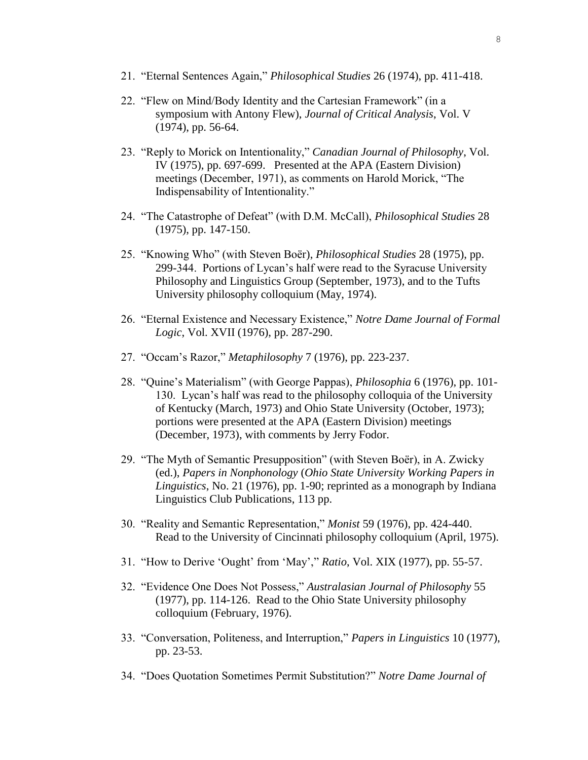21. "Eternal Sentences Again," *Philosophical Studies* 26 (1974), pp. 411-418.

22. "Flew on Mind/Body Identity and the Cartesian Framework" (in a symposium with Antony Flew), *Journal of Critical Analysis*, Vol. V (1974), pp. 56-64.

23. "Reply to Morick on Intentionality," *Canadian Journal of Philosophy*, Vol. IV (1975), pp. 697-699. Presented at the APA (Eastern Division) meetings (December, 1971), as comments on Harold Morick, "The Indispensability of Intentionality."

24. "The Catastrophe of Defeat" (with D.M. McCall), *Philosophical Studies* 28 (1975), pp. 147-150.

25. "Knowing Who" (with Steven Boër), *Philosophical Studies* 28 (1975), pp. 299-344. Portions of Lycan's half were read to the Syracuse University Philosophy and Linguistics Group (September, 1973), and to the Tufts University philosophy colloquium (May, 1974).

26. "Eternal Existence and Necessary Existence," *Notre Dame Journal of Formal Logic*, Vol. XVII (1976), pp. 287-290.

27. "Occam's Razor," *Metaphilosophy* 7 (1976), pp. 223-237.

28. "Quine's Materialism" (with George Pappas), *Philosophia* 6 (1976), pp. 101-130. Lycan's half was read to the philosophy colloquia of the University of Kentucky (March, 1973) and Ohio State University (October, 1973); portions were presented at the APA (Eastern Division) meetings (December, 1973), with comments by Jerry Fodor.

29. "The Myth of Semantic Presupposition" (with Steven Boër), in A. Zwicky (ed.), *Papers in Nonphonology* (*Ohio State University Working Papers in Linguistics*, No. 21 (1976), pp. 1-90; reprinted as a monograph by Indiana Linguistics Club Publications, 113 pp.

30. "Reality and Semantic Representation," *Monist* 59 (1976), pp. 424-440. Read to the University of Cincinnati philosophy colloquium (April, 1975).

31. "How to Derive 'Ought' from 'May'," *Ratio*, Vol. XIX (1977), pp. 55-57.

32. "Evidence One Does Not Possess," *Australasian Journal of Philosophy* 55 (1977), pp. 114-126. Read to the Ohio State University philosophy colloquium (February, 1976).

33. "Conversation, Politeness, and Interruption," *Papers in Linguistics* 10 (1977), pp. 23-53.

34. "Does Quotation Sometimes Permit Substitution?" *Notre Dame Journal of*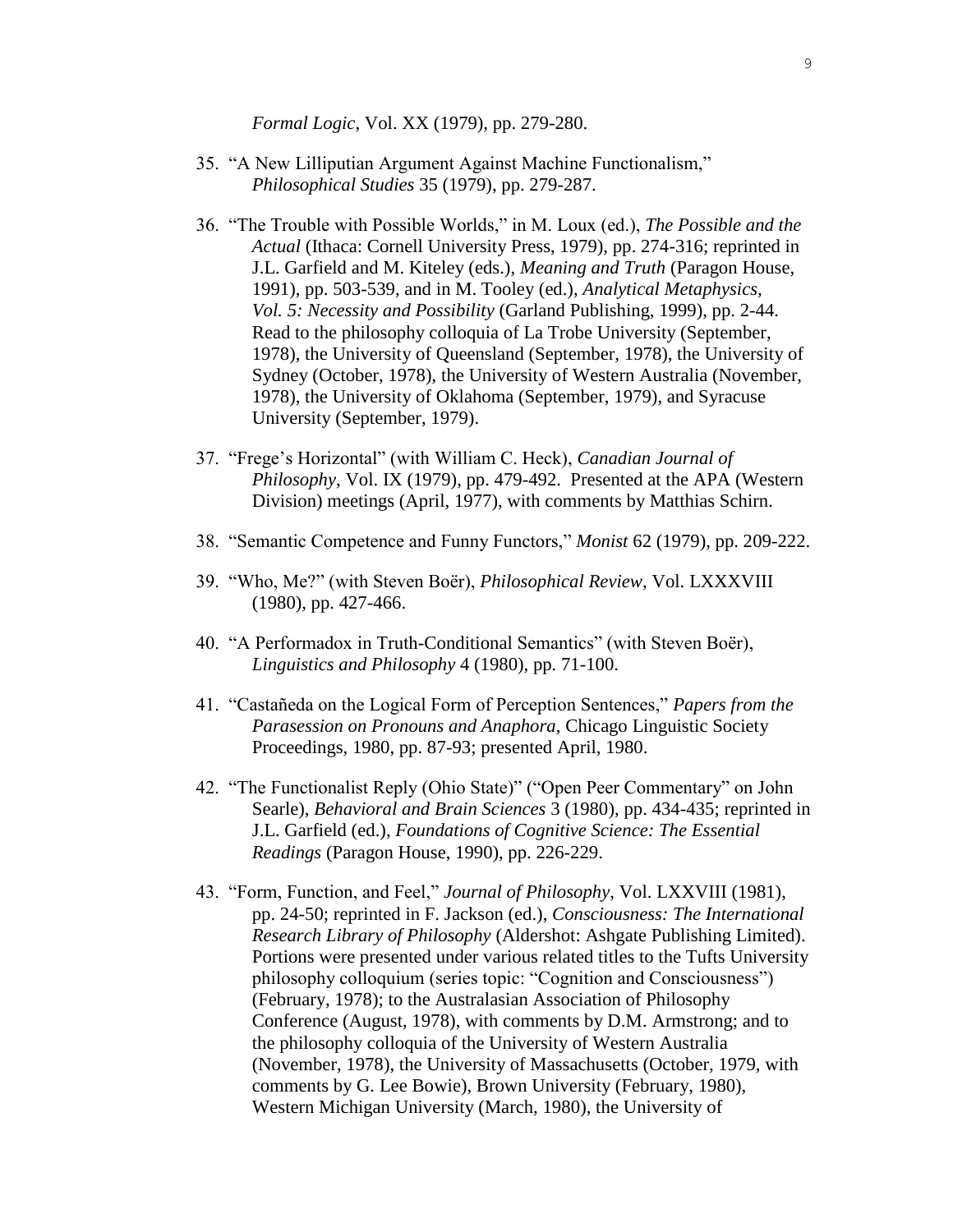*Formal Logic*, Vol. XX (1979), pp. 279-280.

35. "A New Lilliputian Argument Against Machine Functionalism," *Philosophical Studies* 35 (1979), pp. 279-287.

36. "The Trouble with Possible Worlds," in M. Loux (ed.), *The Possible and the Actual* (Ithaca: Cornell University Press, 1979), pp. 274-316; reprinted in J.L. Garfield and M. Kiteley (eds.), *Meaning and Truth* (Paragon House, 1991), pp. 503-539, and in M. Tooley (ed.), *Analytical Metaphysics, Vol. 5: Necessity and Possibility* (Garland Publishing, 1999), pp. 2-44. Read to the philosophy colloquia of La Trobe University (September, 1978), the University of Queensland (September, 1978), the University of Sydney (October, 1978), the University of Western Australia (November, 1978), the University of Oklahoma (September, 1979), and Syracuse University (September, 1979).

37. "Frege's Horizontal" (with William C. Heck), *Canadian Journal of Philosophy*, Vol. IX (1979), pp. 479-492. Presented at the APA (Western Division) meetings (April, 1977), with comments by Matthias Schirn.

38. "Semantic Competence and Funny Functors," *Monist* 62 (1979), pp. 209-222.

39. "Who, Me?" (with Steven Boër), *Philosophical Review*, Vol. LXXXVIII (1980), pp. 427-466.

40. "A Performadox in Truth-Conditional Semantics" (with Steven Boër), *Linguistics and Philosophy* 4 (1980), pp. 71-100.

41. "Castañeda on the Logical Form of Perception Sentences," *Papers from the Parasession on Pronouns and Anaphora*, Chicago Linguistic Society Proceedings, 1980, pp. 87-93; presented April, 1980.

42. "The Functionalist Reply (Ohio State)" ("Open Peer Commentary" on John Searle), *Behavioral and Brain Sciences* 3 (1980), pp. 434-435; reprinted in J.L. Garfield (ed.), *Foundations of Cognitive Science: The Essential Readings* (Paragon House, 1990), pp. 226-229.

43. "Form, Function, and Feel," *Journal of Philosophy*, Vol. LXXVIII (1981), pp. 24-50; reprinted in F. Jackson (ed.), *Consciousness: The International Research Library of Philosophy* (Aldershot: Ashgate Publishing Limited). Portions were presented under various related titles to the Tufts University philosophy colloquium (series topic: "Cognition and Consciousness") (February, 1978); to the Australasian Association of Philosophy Conference (August, 1978), with comments by D.M. Armstrong; and to the philosophy colloquia of the University of Western Australia (November, 1978), the University of Massachusetts (October, 1979, with comments by G. Lee Bowie), Brown University (February, 1980), Western Michigan University (March, 1980), the University of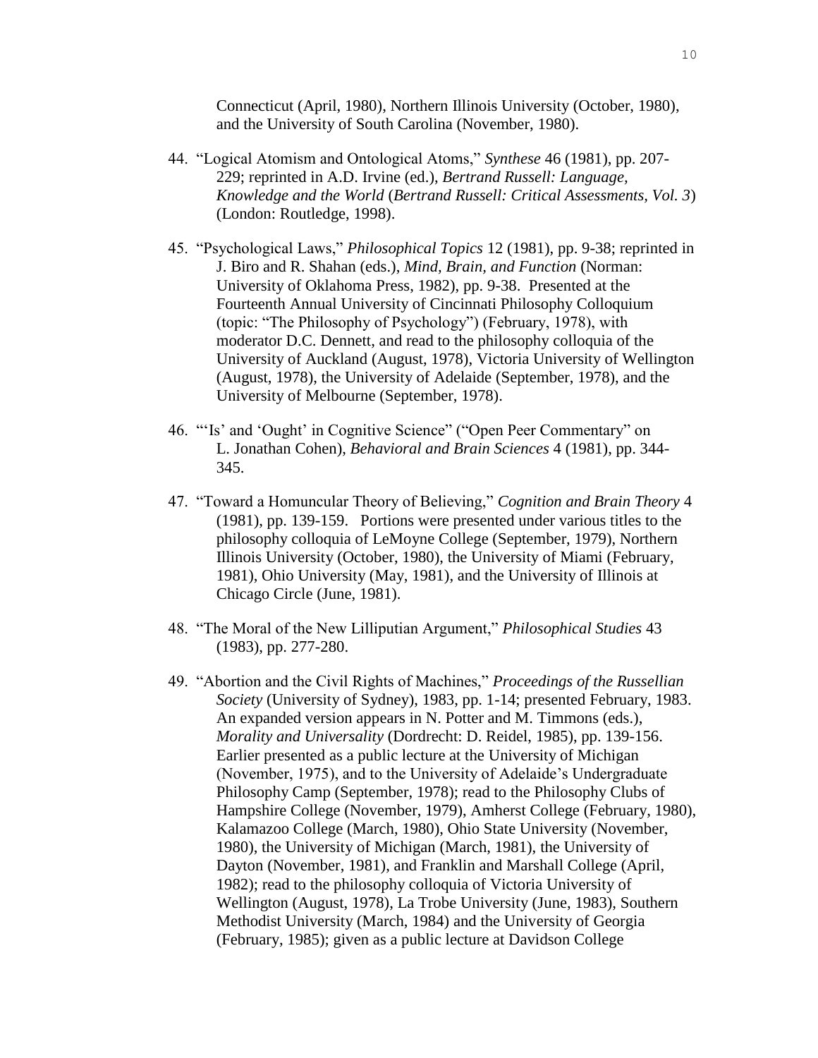Connecticut (April, 1980), Northern Illinois University (October, 1980), and the University of South Carolina (November, 1980).

44. "Logical Atomism and Ontological Atoms," *Synthese* 46 (1981), pp. 207-229; reprinted in A.D. Irvine (ed.), *Bertrand Russell: Language, Knowledge and the World* (*Bertrand Russell: Critical Assessments, Vol. 3*) (London: Routledge, 1998).

45. "Psychological Laws," *Philosophical Topics* 12 (1981), pp. 9-38; reprinted in J. Biro and R. Shahan (eds.), *Mind, Brain, and Function* (Norman: University of Oklahoma Press, 1982), pp. 9-38. Presented at the Fourteenth Annual University of Cincinnati Philosophy Colloquium (topic: "The Philosophy of Psychology") (February, 1978), with moderator D.C. Dennett, and read to the philosophy colloquia of the University of Auckland (August, 1978), Victoria University of Wellington (August, 1978), the University of Adelaide (September, 1978), and the University of Melbourne (September, 1978).

46. "'Is' and 'Ought' in Cognitive Science" ("Open Peer Commentary" on L. Jonathan Cohen), *Behavioral and Brain Sciences* 4 (1981), pp. 344-345.

47. "Toward a Homuncular Theory of Believing," *Cognition and Brain Theory* 4 (1981), pp. 139-159. Portions were presented under various titles to the philosophy colloquia of LeMoyne College (September, 1979), Northern Illinois University (October, 1980), the University of Miami (February, 1981), Ohio University (May, 1981), and the University of Illinois at Chicago Circle (June, 1981).

48. "The Moral of the New Lilliputian Argument," *Philosophical Studies* 43 (1983), pp. 277-280.

49. "Abortion and the Civil Rights of Machines," *Proceedings of the Russellian Society* (University of Sydney), 1983, pp. 1-14; presented February, 1983. An expanded version appears in N. Potter and M. Timmons (eds.), *Morality and Universality* (Dordrecht: D. Reidel, 1985), pp. 139-156. Earlier presented as a public lecture at the University of Michigan (November, 1975), and to the University of Adelaide's Undergraduate Philosophy Camp (September, 1978); read to the Philosophy Clubs of Hampshire College (November, 1979), Amherst College (February, 1980), Kalamazoo College (March, 1980), Ohio State University (November, 1980), the University of Michigan (March, 1981), the University of Dayton (November, 1981), and Franklin and Marshall College (April, 1982); read to the philosophy colloquia of Victoria University of Wellington (August, 1978), La Trobe University (June, 1983), Southern Methodist University (March, 1984) and the University of Georgia (February, 1985); given as a public lecture at Davidson College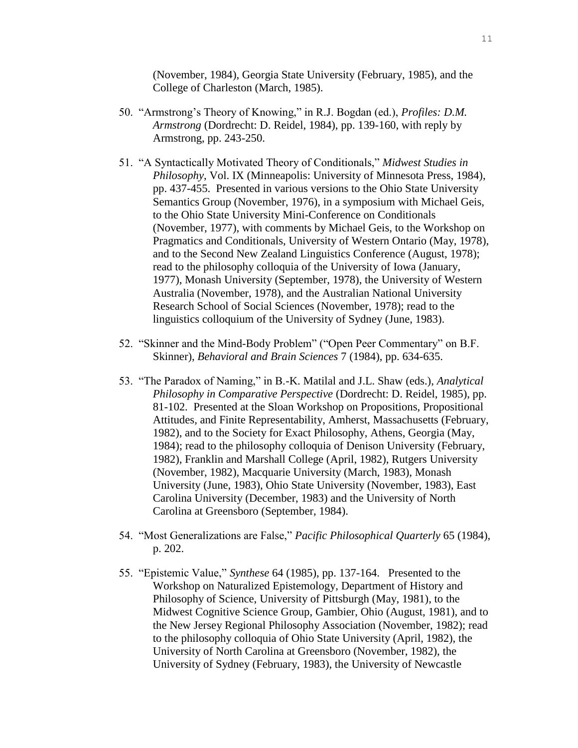(November, 1984), Georgia State University (February, 1985), and the College of Charleston (March, 1985).

50. "Armstrong's Theory of Knowing," in R.J. Bogdan (ed.), *Profiles: D.M. Armstrong* (Dordrecht: D. Reidel, 1984), pp. 139-160, with reply by Armstrong, pp. 243-250.

51. "A Syntactically Motivated Theory of Conditionals," *Midwest Studies in Philosophy*, Vol. IX (Minneapolis: University of Minnesota Press, 1984), pp. 437-455. Presented in various versions to the Ohio State University Semantics Group (November, 1976), in a symposium with Michael Geis, to the Ohio State University Mini-Conference on Conditionals (November, 1977), with comments by Michael Geis, to the Workshop on Pragmatics and Conditionals, University of Western Ontario (May, 1978), and to the Second New Zealand Linguistics Conference (August, 1978); read to the philosophy colloquia of the University of Iowa (January, 1977), Monash University (September, 1978), the University of Western Australia (November, 1978), and the Australian National University Research School of Social Sciences (November, 1978); read to the linguistics colloquium of the University of Sydney (June, 1983).

52. "Skinner and the Mind-Body Problem" ("Open Peer Commentary" on B.F. Skinner), *Behavioral and Brain Sciences* 7 (1984), pp. 634-635.

53. "The Paradox of Naming," in B.-K. Matilal and J.L. Shaw (eds.), *Analytical Philosophy in Comparative Perspective* (Dordrecht: D. Reidel, 1985), pp. 81-102. Presented at the Sloan Workshop on Propositions, Propositional Attitudes, and Finite Representability, Amherst, Massachusetts (February, 1982), and to the Society for Exact Philosophy, Athens, Georgia (May, 1984); read to the philosophy colloquia of Denison University (February, 1982), Franklin and Marshall College (April, 1982), Rutgers University (November, 1982), Macquarie University (March, 1983), Monash University (June, 1983), Ohio State University (November, 1983), East Carolina University (December, 1983) and the University of North Carolina at Greensboro (September, 1984).

54. "Most Generalizations are False," *Pacific Philosophical Quarterly* 65 (1984), p. 202.

55. "Epistemic Value," *Synthese* 64 (1985), pp. 137-164. Presented to the Workshop on Naturalized Epistemology, Department of History and Philosophy of Science, University of Pittsburgh (May, 1981), to the Midwest Cognitive Science Group, Gambier, Ohio (August, 1981), and to the New Jersey Regional Philosophy Association (November, 1982); read to the philosophy colloquia of Ohio State University (April, 1982), the University of North Carolina at Greensboro (November, 1982), the University of Sydney (February, 1983), the University of Newcastle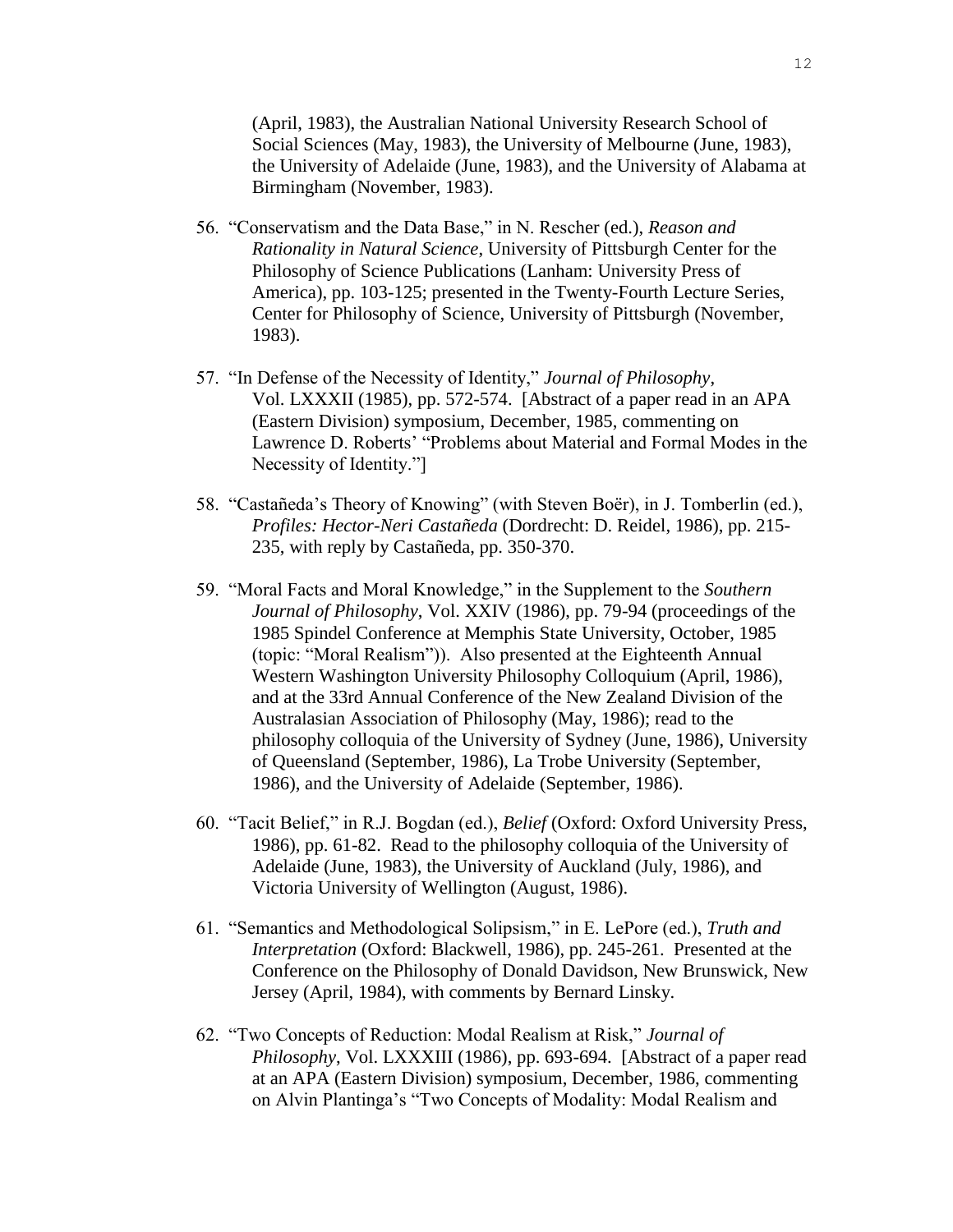(April, 1983), the Australian National University Research School of Social Sciences (May, 1983), the University of Melbourne (June, 1983), the University of Adelaide (June, 1983), and the University of Alabama at Birmingham (November, 1983).

56. "Conservatism and the Data Base," in N. Rescher (ed.), *Reason and Rationality in Natural Science*, University of Pittsburgh Center for the Philosophy of Science Publications (Lanham: University Press of America), pp. 103-125; presented in the Twenty-Fourth Lecture Series, Center for Philosophy of Science, University of Pittsburgh (November, 1983).

57. "In Defense of the Necessity of Identity," *Journal of Philosophy*, Vol. LXXXII (1985), pp. 572-574. [Abstract of a paper read in an APA (Eastern Division) symposium, December, 1985, commenting on Lawrence D. Roberts' "Problems about Material and Formal Modes in the Necessity of Identity."]

58. "Castañeda's Theory of Knowing" (with Steven Boër), in J. Tomberlin (ed.), *Profiles: Hector-Neri Castañeda* (Dordrecht: D. Reidel, 1986), pp. 215-235, with reply by Castañeda, pp. 350-370.

59. "Moral Facts and Moral Knowledge," in the Supplement to the *Southern Journal of Philosophy*, Vol. XXIV (1986), pp. 79-94 (proceedings of the 1985 Spindel Conference at Memphis State University, October, 1985 (topic: "Moral Realism")). Also presented at the Eighteenth Annual Western Washington University Philosophy Colloquium (April, 1986), and at the 33rd Annual Conference of the New Zealand Division of the Australasian Association of Philosophy (May, 1986); read to the philosophy colloquia of the University of Sydney (June, 1986), University of Queensland (September, 1986), La Trobe University (September, 1986), and the University of Adelaide (September, 1986).

60. "Tacit Belief," in R.J. Bogdan (ed.), *Belief* (Oxford: Oxford University Press, 1986), pp. 61-82. Read to the philosophy colloquia of the University of Adelaide (June, 1983), the University of Auckland (July, 1986), and Victoria University of Wellington (August, 1986).

61. "Semantics and Methodological Solipsism," in E. LePore (ed.), *Truth and Interpretation* (Oxford: Blackwell, 1986), pp. 245-261. Presented at the Conference on the Philosophy of Donald Davidson, New Brunswick, New Jersey (April, 1984), with comments by Bernard Linsky.

62. "Two Concepts of Reduction: Modal Realism at Risk," *Journal of Philosophy*, Vol. LXXXIII (1986), pp. 693-694. [Abstract of a paper read at an APA (Eastern Division) symposium, December, 1986, commenting on Alvin Plantinga's "Two Concepts of Modality: Modal Realism and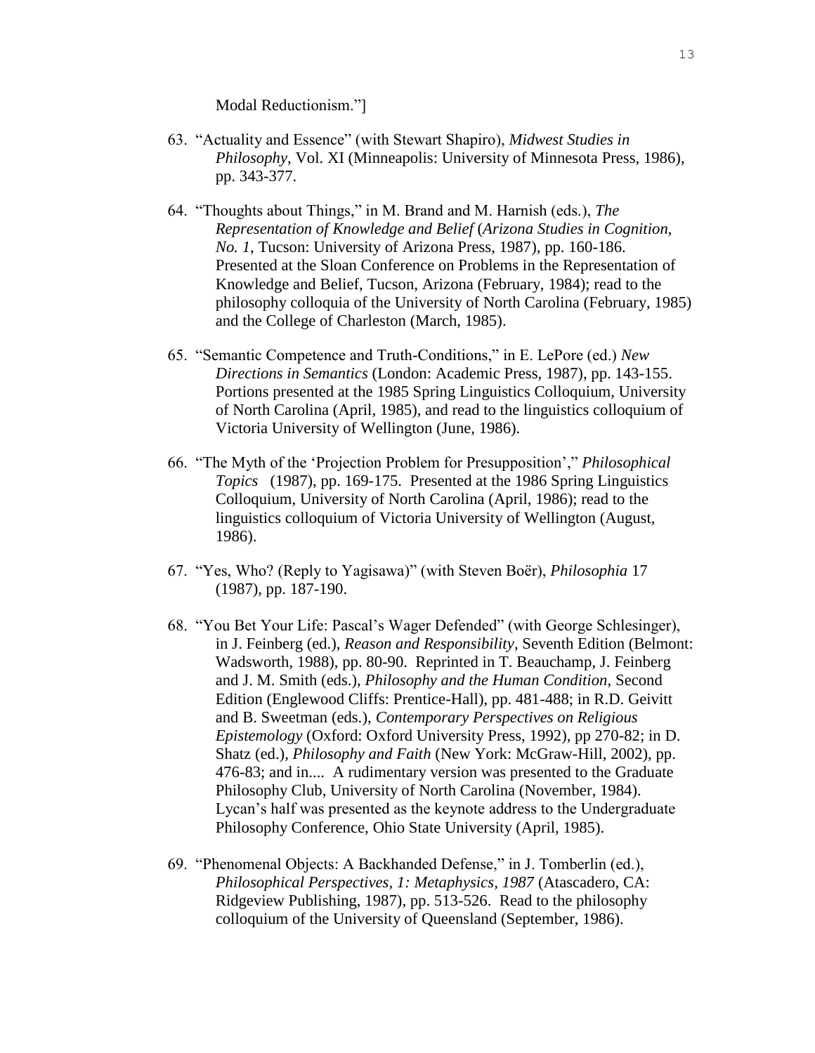Modal Reductionism."]

63. "Actuality and Essence" (with Stewart Shapiro), *Midwest Studies in Philosophy*, Vol. XI (Minneapolis: University of Minnesota Press, 1986), pp. 343-377.

64. "Thoughts about Things," in M. Brand and M. Harnish (eds.), *The Representation of Knowledge and Belief* (*Arizona Studies in Cognition, No. 1*, Tucson: University of Arizona Press, 1987), pp. 160-186. Presented at the Sloan Conference on Problems in the Representation of Knowledge and Belief, Tucson, Arizona (February, 1984); read to the philosophy colloquia of the University of North Carolina (February, 1985) and the College of Charleston (March, 1985).

65. "Semantic Competence and Truth-Conditions," in E. LePore (ed.) *New Directions in Semantics* (London: Academic Press, 1987), pp. 143-155. Portions presented at the 1985 Spring Linguistics Colloquium, University of North Carolina (April, 1985), and read to the linguistics colloquium of Victoria University of Wellington (June, 1986).

66. "The Myth of the 'Projection Problem for Presupposition'," *Philosophical Topics* (1987), pp. 169-175. Presented at the 1986 Spring Linguistics Colloquium, University of North Carolina (April, 1986); read to the linguistics colloquium of Victoria University of Wellington (August, 1986).

67. "Yes, Who? (Reply to Yagisawa)" (with Steven Boër), *Philosophia* 17 (1987), pp. 187-190.

68. "You Bet Your Life: Pascal's Wager Defended" (with George Schlesinger), in J. Feinberg (ed.), *Reason and Responsibility*, Seventh Edition (Belmont: Wadsworth, 1988), pp. 80-90. Reprinted in T. Beauchamp, J. Feinberg and J. M. Smith (eds.), *Philosophy and the Human Condition*, Second Edition (Englewood Cliffs: Prentice-Hall), pp. 481-488; in R.D. Geivitt and B. Sweetman (eds.), *Contemporary Perspectives on Religious Epistemology* (Oxford: Oxford University Press, 1992), pp 270-82; in D. Shatz (ed.), *Philosophy and Faith* (New York: McGraw-Hill, 2002), pp. 476-83; and in.... A rudimentary version was presented to the Graduate Philosophy Club, University of North Carolina (November, 1984). Lycan's half was presented as the keynote address to the Undergraduate Philosophy Conference, Ohio State University (April, 1985).

69. "Phenomenal Objects: A Backhanded Defense," in J. Tomberlin (ed.), *Philosophical Perspectives, 1: Metaphysics, 1987* (Atascadero, CA: Ridgeview Publishing, 1987), pp. 513-526. Read to the philosophy colloquium of the University of Queensland (September, 1986).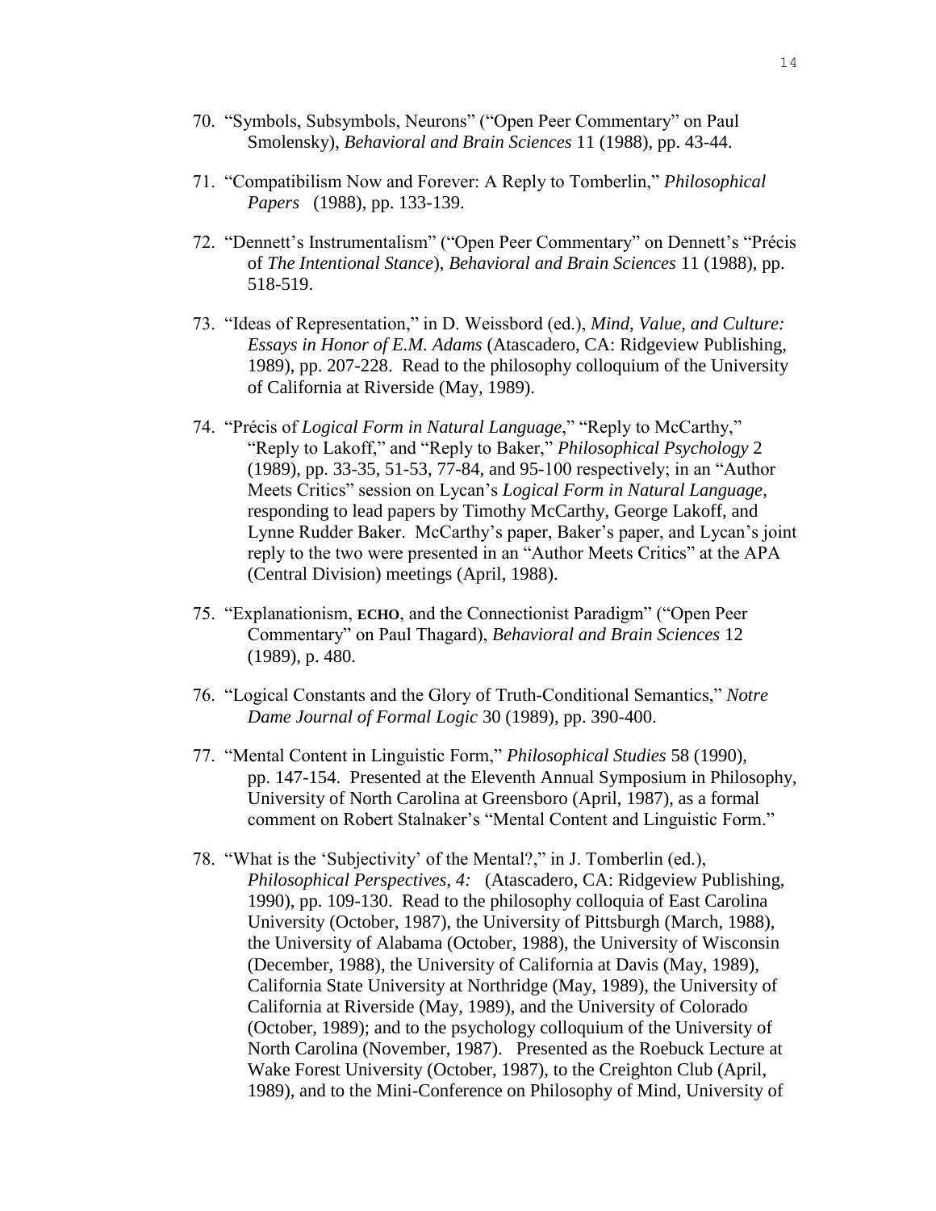70. "Symbols, Subsymbols, Neurons" ("Open Peer Commentary" on Paul Smolensky), *Behavioral and Brain Sciences* 11 (1988), pp. 43-44.

71. "Compatibilism Now and Forever: A Reply to Tomberlin," *Philosophical Papers* (1988), pp. 133-139.

72. "Dennett's Instrumentalism" ("Open Peer Commentary" on Dennett's "Précis of *The Intentional Stance*), *Behavioral and Brain Sciences* 11 (1988), pp. 518-519.

73. "Ideas of Representation," in D. Weissbord (ed.), *Mind, Value, and Culture: Essays in Honor of E.M. Adams* (Atascadero, CA: Ridgeview Publishing, 1989), pp. 207-228. Read to the philosophy colloquium of the University of California at Riverside (May, 1989).

74. "Précis of *Logical Form in Natural Language*," "Reply to McCarthy," "Reply to Lakoff," and "Reply to Baker," *Philosophical Psychology* 2 (1989), pp. 33-35, 51-53, 77-84, and 95-100 respectively; in an "Author Meets Critics" session on Lycan's *Logical Form in Natural Language*, responding to lead papers by Timothy McCarthy, George Lakoff, and Lynne Rudder Baker. McCarthy's paper, Baker's paper, and Lycan's joint reply to the two were presented in an "Author Meets Critics" at the APA (Central Division) meetings (April, 1988).

75. "Explanationism, **ECHO**, and the Connectionist Paradigm" ("Open Peer Commentary" on Paul Thagard), *Behavioral and Brain Sciences* 12 (1989), p. 480.

76. "Logical Constants and the Glory of Truth-Conditional Semantics," *Notre Dame Journal of Formal Logic* 30 (1989), pp. 390-400.

77. "Mental Content in Linguistic Form," *Philosophical Studies* 58 (1990), pp. 147-154. Presented at the Eleventh Annual Symposium in Philosophy, University of North Carolina at Greensboro (April, 1987), as a formal comment on Robert Stalnaker's "Mental Content and Linguistic Form."

78. "What is the 'Subjectivity' of the Mental?," in J. Tomberlin (ed.), *Philosophical Perspectives, 4:* (Atascadero, CA: Ridgeview Publishing, 1990), pp. 109-130. Read to the philosophy colloquia of East Carolina University (October, 1987), the University of Pittsburgh (March, 1988), the University of Alabama (October, 1988), the University of Wisconsin (December, 1988), the University of California at Davis (May, 1989), California State University at Northridge (May, 1989), the University of California at Riverside (May, 1989), and the University of Colorado (October, 1989); and to the psychology colloquium of the University of North Carolina (November, 1987). Presented as the Roebuck Lecture at Wake Forest University (October, 1987), to the Creighton Club (April, 1989), and to the Mini-Conference on Philosophy of Mind, University of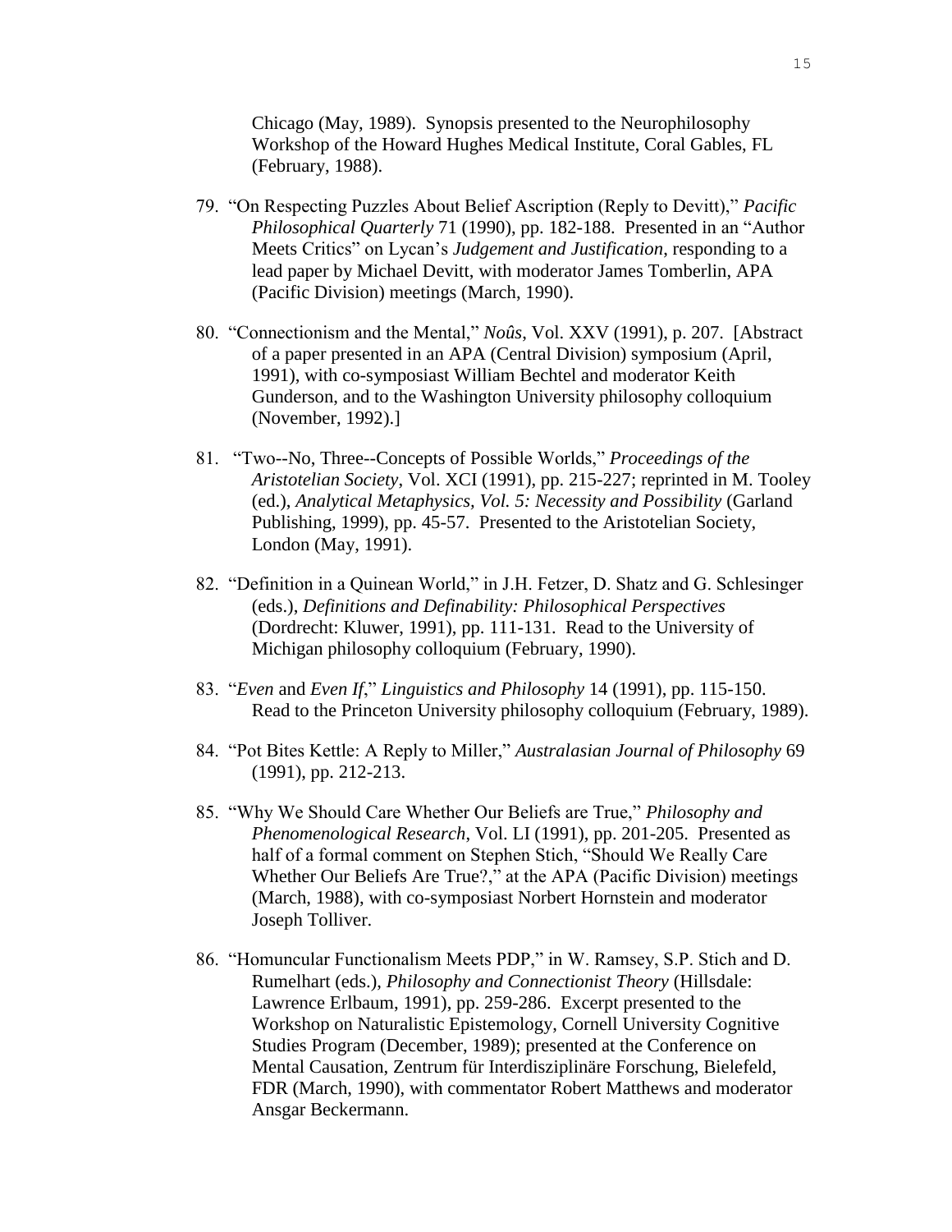Chicago (May, 1989). Synopsis presented to the Neurophilosophy Workshop of the Howard Hughes Medical Institute, Coral Gables, FL (February, 1988).

79. "On Respecting Puzzles About Belief Ascription (Reply to Devitt)," *Pacific Philosophical Quarterly* 71 (1990), pp. 182-188. Presented in an "Author Meets Critics" on Lycan's *Judgement and Justification*, responding to a lead paper by Michael Devitt, with moderator James Tomberlin, APA (Pacific Division) meetings (March, 1990).

80. "Connectionism and the Mental," *Noûs*, Vol. XXV (1991), p. 207. [Abstract of a paper presented in an APA (Central Division) symposium (April, 1991), with co-symposiast William Bechtel and moderator Keith Gunderson, and to the Washington University philosophy colloquium (November, 1992).]

81. "Two--No, Three--Concepts of Possible Worlds," *Proceedings of the Aristotelian Society*, Vol. XCI (1991), pp. 215-227; reprinted in M. Tooley (ed.), *Analytical Metaphysics, Vol. 5: Necessity and Possibility* (Garland Publishing, 1999), pp. 45-57. Presented to the Aristotelian Society, London (May, 1991).

82. "Definition in a Quinean World," in J.H. Fetzer, D. Shatz and G. Schlesinger (eds.), *Definitions and Definability: Philosophical Perspectives* (Dordrecht: Kluwer, 1991), pp. 111-131. Read to the University of Michigan philosophy colloquium (February, 1990).

83. "*Even* and *Even If*," *Linguistics and Philosophy* 14 (1991), pp. 115-150. Read to the Princeton University philosophy colloquium (February, 1989).

84. "Pot Bites Kettle: A Reply to Miller," *Australasian Journal of Philosophy* 69 (1991), pp. 212-213.

85. "Why We Should Care Whether Our Beliefs are True," *Philosophy and Phenomenological Research*, Vol. LI (1991), pp. 201-205. Presented as half of a formal comment on Stephen Stich, "Should We Really Care Whether Our Beliefs Are True?," at the APA (Pacific Division) meetings (March, 1988), with co-symposiast Norbert Hornstein and moderator Joseph Tolliver.

86. "Homuncular Functionalism Meets PDP," in W. Ramsey, S.P. Stich and D. Rumelhart (eds.), *Philosophy and Connectionist Theory* (Hillsdale: Lawrence Erlbaum, 1991), pp. 259-286. Excerpt presented to the Workshop on Naturalistic Epistemology, Cornell University Cognitive Studies Program (December, 1989); presented at the Conference on Mental Causation, Zentrum für Interdisziplinäre Forschung, Bielefeld, FDR (March, 1990), with commentator Robert Matthews and moderator Ansgar Beckermann.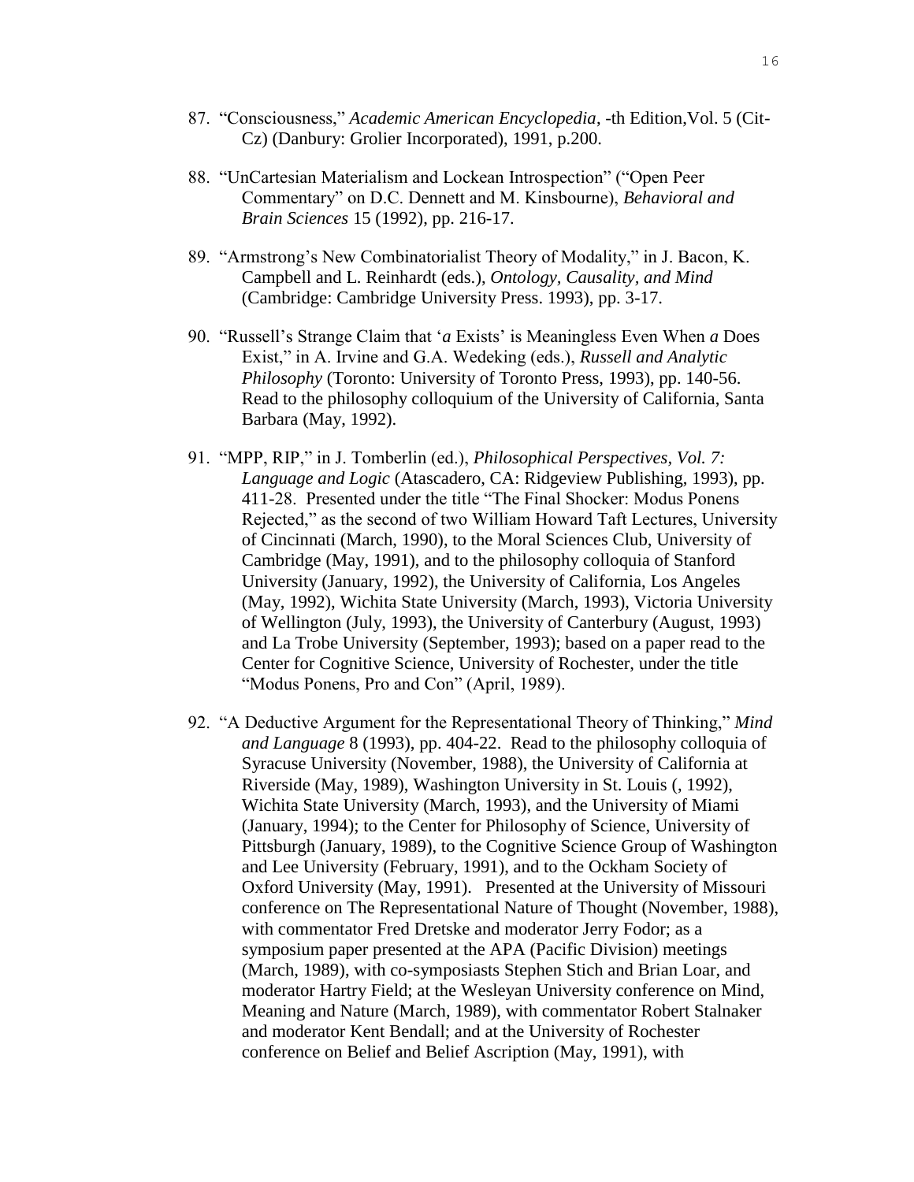87. “Consciousness,” *Academic American Encyclopedia*, -th Edition,Vol. 5 (Cit-Cz) (Danbury: Grolier Incorporated), 1991, p.200.

88. “UnCartesian Materialism and Lockean Introspection” (“Open Peer Commentary” on D.C. Dennett and M. Kinsbourne), *Behavioral and Brain Sciences* 15 (1992), pp. 216-17.

89. “Armstrong’s New Combinatorialist Theory of Modality,” in J. Bacon, K. Campbell and L. Reinhardt (eds.), *Ontology, Causality, and Mind* (Cambridge: Cambridge University Press. 1993), pp. 3-17.

90. “Russell’s Strange Claim that ‘*a* Exists’ is Meaningless Even When *a* Does Exist,” in A. Irvine and G.A. Wedeking (eds.), *Russell and Analytic Philosophy* (Toronto: University of Toronto Press, 1993), pp. 140-56. Read to the philosophy colloquium of the University of California, Santa Barbara (May, 1992).

91. “MPP, RIP,” in J. Tomberlin (ed.), *Philosophical Perspectives, Vol. 7: Language and Logic* (Atascadero, CA: Ridgeview Publishing, 1993), pp. 411-28. Presented under the title “The Final Shocker: Modus Ponens Rejected,” as the second of two William Howard Taft Lectures, University of Cincinnati (March, 1990), to the Moral Sciences Club, University of Cambridge (May, 1991), and to the philosophy colloquia of Stanford University (January, 1992), the University of California, Los Angeles (May, 1992), Wichita State University (March, 1993), Victoria University of Wellington (July, 1993), the University of Canterbury (August, 1993) and La Trobe University (September, 1993); based on a paper read to the Center for Cognitive Science, University of Rochester, under the title “Modus Ponens, Pro and Con” (April, 1989).

92. “A Deductive Argument for the Representational Theory of Thinking,” *Mind and Language* 8 (1993), pp. 404-22. Read to the philosophy colloquia of Syracuse University (November, 1988), the University of California at Riverside (May, 1989), Washington University in St. Louis (, 1992), Wichita State University (March, 1993), and the University of Miami (January, 1994); to the Center for Philosophy of Science, University of Pittsburgh (January, 1989), to the Cognitive Science Group of Washington and Lee University (February, 1991), and to the Ockham Society of Oxford University (May, 1991). Presented at the University of Missouri conference on The Representational Nature of Thought (November, 1988), with commentator Fred Dretske and moderator Jerry Fodor; as a symposium paper presented at the APA (Pacific Division) meetings (March, 1989), with co-symposiasts Stephen Stich and Brian Loar, and moderator Hartry Field; at the Wesleyan University conference on Mind, Meaning and Nature (March, 1989), with commentator Robert Stalnaker and moderator Kent Bendall; and at the University of Rochester conference on Belief and Belief Ascription (May, 1991), with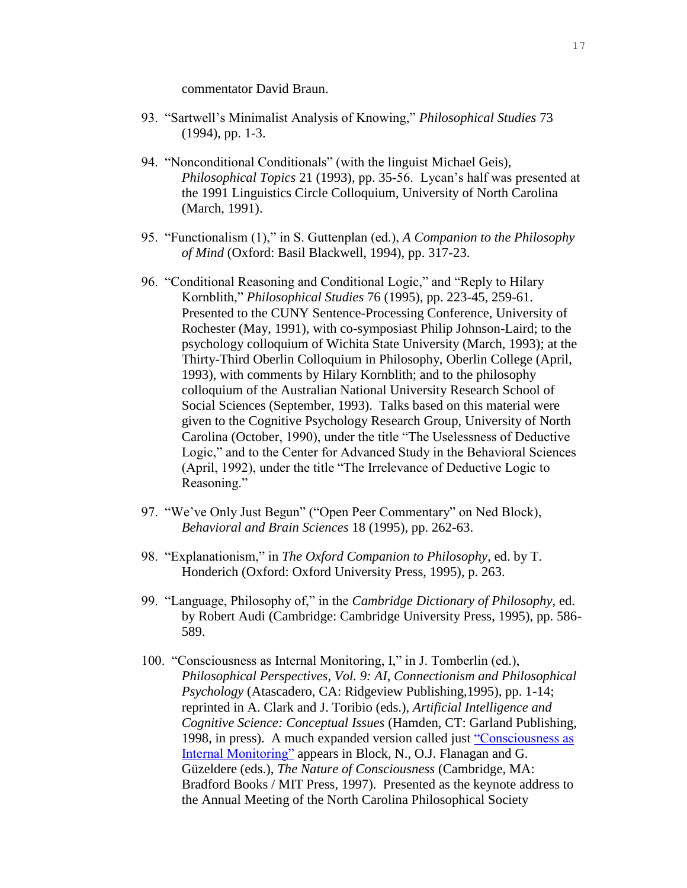commentator David Braun.

93. "Sartwell's Minimalist Analysis of Knowing," *Philosophical Studies* 73 (1994), pp. 1-3.

94. "Nonconditional Conditionals" (with the linguist Michael Geis), *Philosophical Topics* 21 (1993), pp. 35-56. Lycan's half was presented at the 1991 Linguistics Circle Colloquium, University of North Carolina (March, 1991).

95. "Functionalism (1)," in S. Guttenplan (ed.), *A Companion to the Philosophy of Mind* (Oxford: Basil Blackwell, 1994), pp. 317-23.

96. "Conditional Reasoning and Conditional Logic," and "Reply to Hilary Kornblith," *Philosophical Studies* 76 (1995), pp. 223-45, 259-61. Presented to the CUNY Sentence-Processing Conference, University of Rochester (May, 1991), with co-symposiast Philip Johnson-Laird; to the psychology colloquium of Wichita State University (March, 1993); at the Thirty-Third Oberlin Colloquium in Philosophy, Oberlin College (April, 1993), with comments by Hilary Kornblith; and to the philosophy colloquium of the Australian National University Research School of Social Sciences (September, 1993). Talks based on this material were given to the Cognitive Psychology Research Group, University of North Carolina (October, 1990), under the title "The Uselessness of Deductive Logic," and to the Center for Advanced Study in the Behavioral Sciences (April, 1992), under the title "The Irrelevance of Deductive Logic to Reasoning."

97. "We've Only Just Begun" ("Open Peer Commentary" on Ned Block), *Behavioral and Brain Sciences* 18 (1995), pp. 262-63.

98. "Explanationism," in *The Oxford Companion to Philosophy*, ed. by T. Honderich (Oxford: Oxford University Press, 1995), p. 263.

99. "Language, Philosophy of," in the *Cambridge Dictionary of Philosophy*, ed. by Robert Audi (Cambridge: Cambridge University Press, 1995), pp. 586-589.

100. "Consciousness as Internal Monitoring, I," in J. Tomberlin (ed.), *Philosophical Perspectives, Vol. 9: AI, Connectionism and Philosophical Psychology* (Atascadero, CA: Ridgeview Publishing,1995), pp. 1-14; reprinted in A. Clark and J. Toribio (eds.), *Artificial Intelligence and Cognitive Science: Conceptual Issues* (Hamden, CT: Garland Publishing, 1998, in press). A much expanded version called just "Consciousness as Internal Monitoring" appears in Block, N., O.J. Flanagan and G. Güzeldere (eds.), *The Nature of Consciousness* (Cambridge, MA: Bradford Books / MIT Press, 1997). Presented as the keynote address to the Annual Meeting of the North Carolina Philosophical Society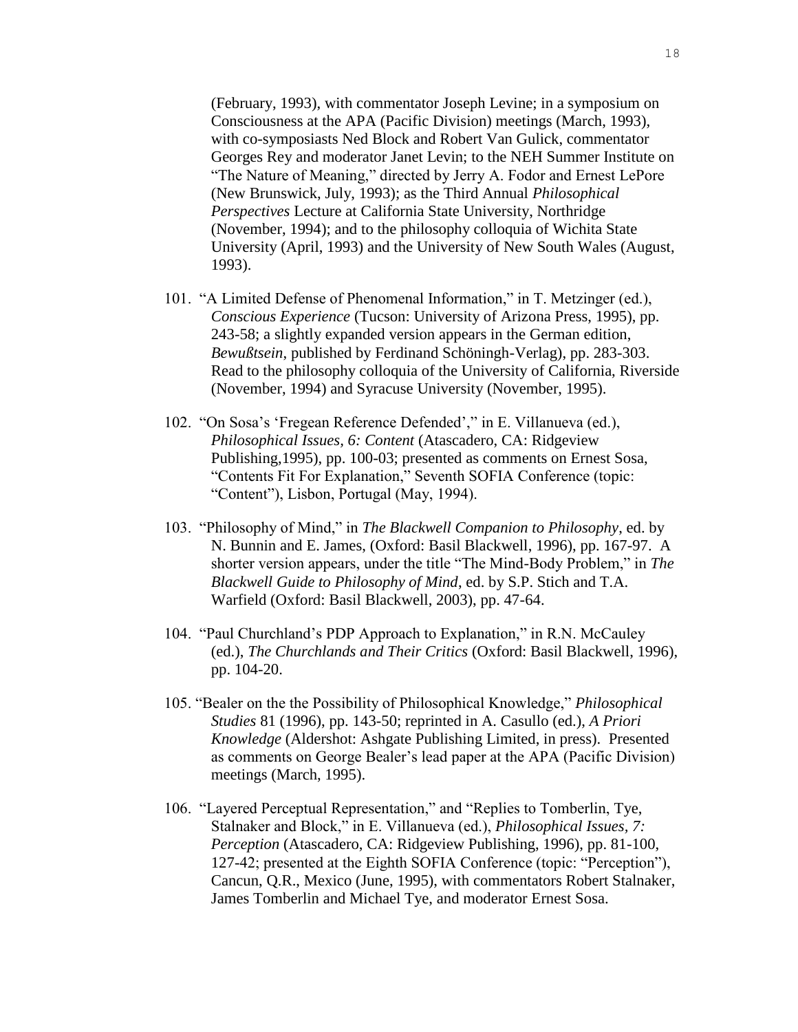(February, 1993), with commentator Joseph Levine; in a symposium on Consciousness at the APA (Pacific Division) meetings (March, 1993), with co-symposiasts Ned Block and Robert Van Gulick, commentator Georges Rey and moderator Janet Levin; to the NEH Summer Institute on "The Nature of Meaning," directed by Jerry A. Fodor and Ernest LePore (New Brunswick, July, 1993); as the Third Annual *Philosophical Perspectives* Lecture at California State University, Northridge (November, 1994); and to the philosophy colloquia of Wichita State University (April, 1993) and the University of New South Wales (August, 1993).

101. "A Limited Defense of Phenomenal Information," in T. Metzinger (ed.), *Conscious Experience* (Tucson: University of Arizona Press, 1995), pp. 243-58; a slightly expanded version appears in the German edition, *Bewußtsein*, published by Ferdinand Schöningh-Verlag), pp. 283-303. Read to the philosophy colloquia of the University of California, Riverside (November, 1994) and Syracuse University (November, 1995).

102. "On Sosa's 'Fregean Reference Defended'," in E. Villanueva (ed.), *Philosophical Issues, 6: Content* (Atascadero, CA: Ridgeview Publishing,1995), pp. 100-03; presented as comments on Ernest Sosa, "Contents Fit For Explanation," Seventh SOFIA Conference (topic: "Content"), Lisbon, Portugal (May, 1994).

103. "Philosophy of Mind," in *The Blackwell Companion to Philosophy*, ed. by N. Bunnin and E. James, (Oxford: Basil Blackwell, 1996), pp. 167-97. A shorter version appears, under the title "The Mind-Body Problem," in *The Blackwell Guide to Philosophy of Mind*, ed. by S.P. Stich and T.A. Warfield (Oxford: Basil Blackwell, 2003), pp. 47-64.

104. "Paul Churchland's PDP Approach to Explanation," in R.N. McCauley (ed.), *The Churchlands and Their Critics* (Oxford: Basil Blackwell, 1996), pp. 104-20.

105. "Bealer on the the Possibility of Philosophical Knowledge," *Philosophical Studies* 81 (1996), pp. 143-50; reprinted in A. Casullo (ed.), *A Priori Knowledge* (Aldershot: Ashgate Publishing Limited, in press). Presented as comments on George Bealer's lead paper at the APA (Pacific Division) meetings (March, 1995).

106. "Layered Perceptual Representation," and "Replies to Tomberlin, Tye, Stalnaker and Block," in E. Villanueva (ed.), *Philosophical Issues, 7: Perception* (Atascadero, CA: Ridgeview Publishing, 1996), pp. 81-100, 127-42; presented at the Eighth SOFIA Conference (topic: "Perception"), Cancun, Q.R., Mexico (June, 1995), with commentators Robert Stalnaker, James Tomberlin and Michael Tye, and moderator Ernest Sosa.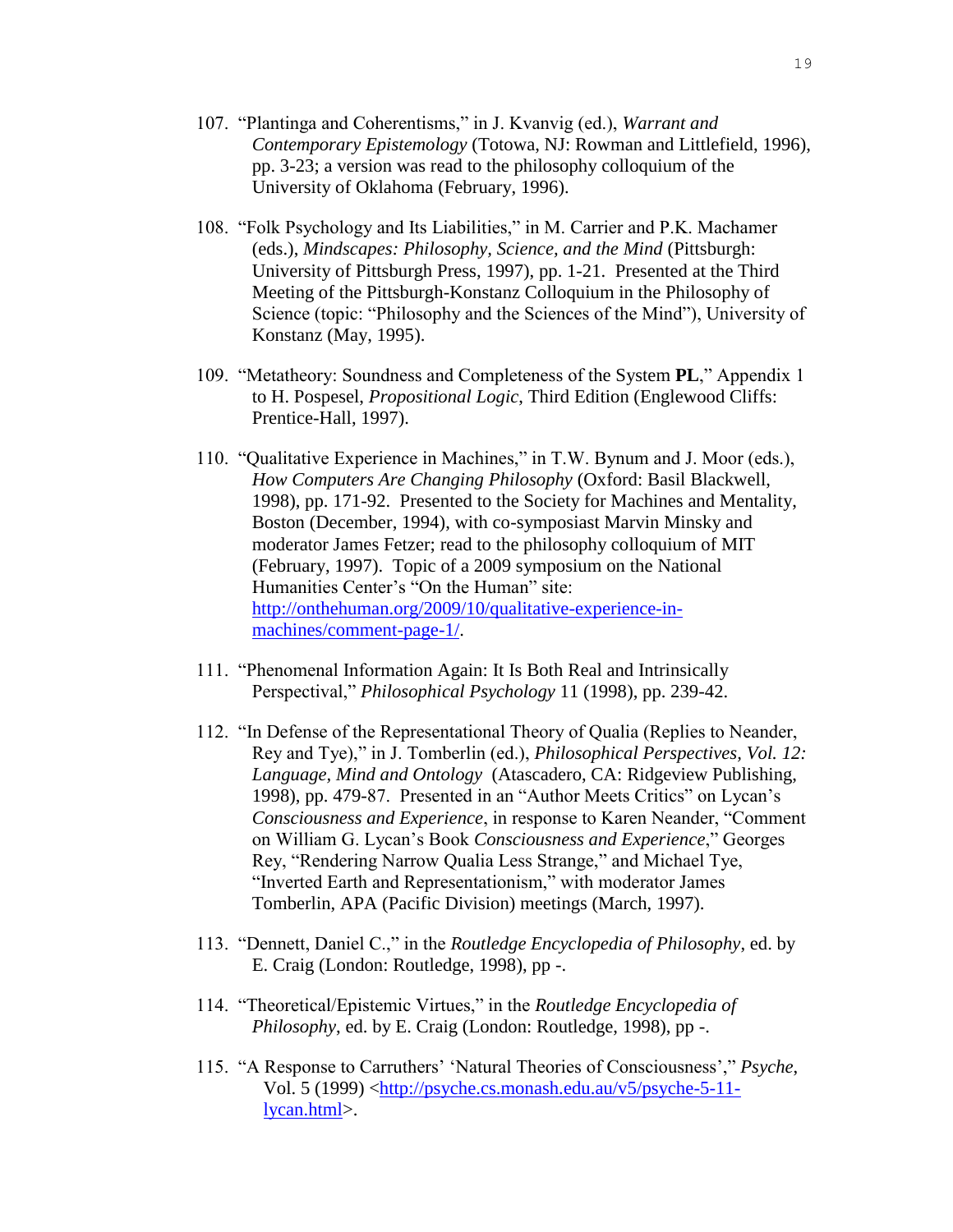107. "Plantinga and Coherentisms," in J. Kvanvig (ed.), *Warrant and Contemporary Epistemology* (Totowa, NJ: Rowman and Littlefield, 1996), pp. 3-23; a version was read to the philosophy colloquium of the University of Oklahoma (February, 1996).

108. "Folk Psychology and Its Liabilities," in M. Carrier and P.K. Machamer (eds.), *Mindscapes: Philosophy, Science, and the Mind* (Pittsburgh: University of Pittsburgh Press, 1997), pp. 1-21. Presented at the Third Meeting of the Pittsburgh-Konstanz Colloquium in the Philosophy of Science (topic: "Philosophy and the Sciences of the Mind"), University of Konstanz (May, 1995).

109. "Metatheory: Soundness and Completeness of the System **PL**," Appendix 1 to H. Pospesel, *Propositional Logic*, Third Edition (Englewood Cliffs: Prentice-Hall, 1997).

110. "Qualitative Experience in Machines," in T.W. Bynum and J. Moor (eds.), *How Computers Are Changing Philosophy* (Oxford: Basil Blackwell, 1998), pp. 171-92. Presented to the Society for Machines and Mentality, Boston (December, 1994), with co-symposiast Marvin Minsky and moderator James Fetzer; read to the philosophy colloquium of MIT (February, 1997). Topic of a 2009 symposium on the National Humanities Center's "On the Human" site: http://onthehuman.org/2009/10/qualitative-experience-in-machines/comment-page-1/.

111. "Phenomenal Information Again: It Is Both Real and Intrinsically Perspectival," *Philosophical Psychology* 11 (1998), pp. 239-42.

112. "In Defense of the Representational Theory of Qualia (Replies to Neander, Rey and Tye)," in J. Tomberlin (ed.), *Philosophical Perspectives, Vol. 12: Language, Mind and Ontology* (Atascadero, CA: Ridgeview Publishing, 1998), pp. 479-87. Presented in an "Author Meets Critics" on Lycan's *Consciousness and Experience*, in response to Karen Neander, "Comment on William G. Lycan's Book *Consciousness and Experience*," Georges Rey, "Rendering Narrow Qualia Less Strange," and Michael Tye, "Inverted Earth and Representationism," with moderator James Tomberlin, APA (Pacific Division) meetings (March, 1997).

113. "Dennett, Daniel C.," in the *Routledge Encyclopedia of Philosophy*, ed. by E. Craig (London: Routledge, 1998), pp -.

114. "Theoretical/Epistemic Virtues," in the *Routledge Encyclopedia of Philosophy*, ed. by E. Craig (London: Routledge, 1998), pp -.

115. "A Response to Carruthers' 'Natural Theories of Consciousness'," *Psyche*, Vol. 5 (1999) <http://psyche.cs.monash.edu.au/v5/psyche-5-11-lycan.html>.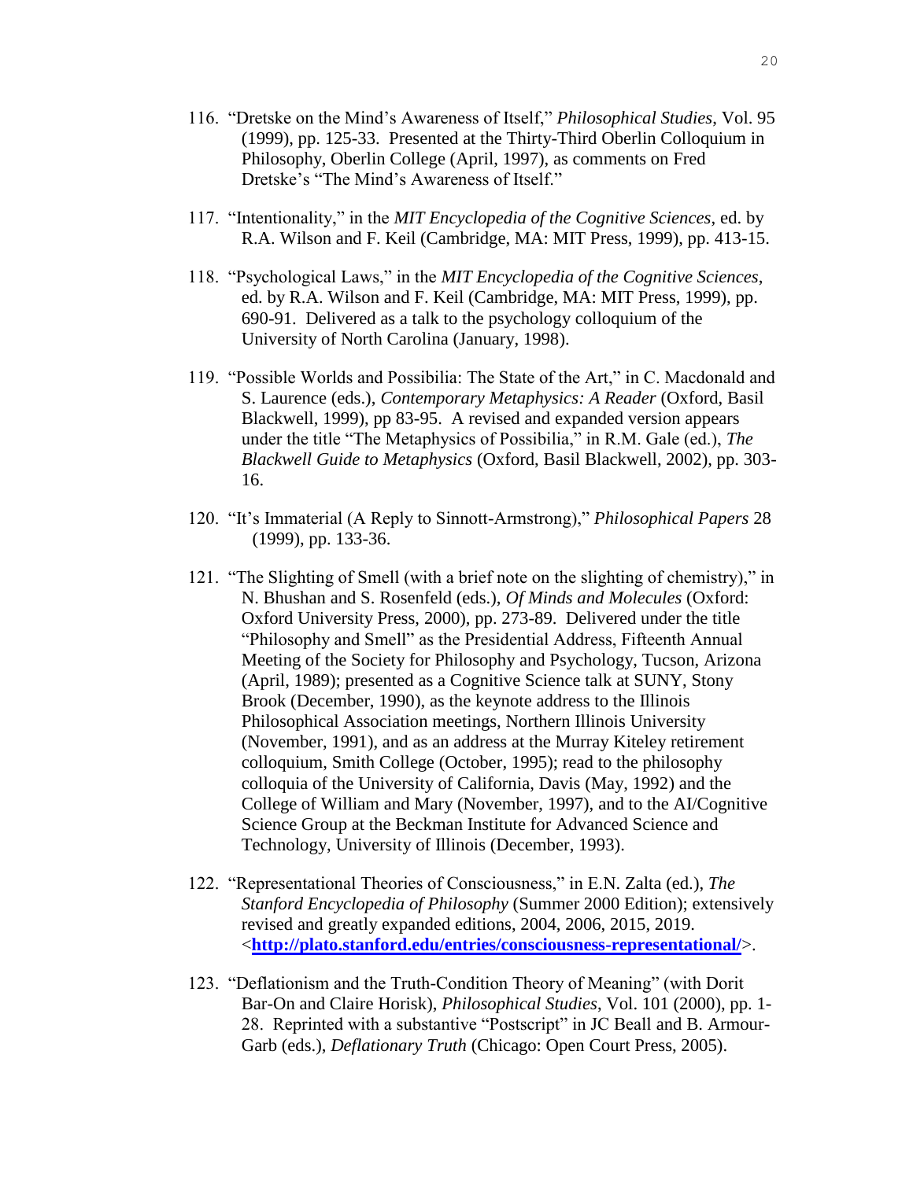116. "Dretske on the Mind's Awareness of Itself," *Philosophical Studies*, Vol. 95 (1999), pp. 125-33. Presented at the Thirty-Third Oberlin Colloquium in Philosophy, Oberlin College (April, 1997), as comments on Fred Dretske's "The Mind's Awareness of Itself."

117. "Intentionality," in the *MIT Encyclopedia of the Cognitive Sciences*, ed. by R.A. Wilson and F. Keil (Cambridge, MA: MIT Press, 1999), pp. 413-15.

118. "Psychological Laws," in the *MIT Encyclopedia of the Cognitive Sciences*, ed. by R.A. Wilson and F. Keil (Cambridge, MA: MIT Press, 1999), pp. 690-91. Delivered as a talk to the psychology colloquium of the University of North Carolina (January, 1998).

119. "Possible Worlds and Possibilia: The State of the Art," in C. Macdonald and S. Laurence (eds.), *Contemporary Metaphysics: A Reader* (Oxford, Basil Blackwell, 1999), pp 83-95. A revised and expanded version appears under the title "The Metaphysics of Possibilia," in R.M. Gale (ed.), *The Blackwell Guide to Metaphysics* (Oxford, Basil Blackwell, 2002), pp. 303-16.

120. "It's Immaterial (A Reply to Sinnott-Armstrong)," *Philosophical Papers* 28 (1999), pp. 133-36.

121. "The Slighting of Smell (with a brief note on the slighting of chemistry)," in N. Bhushan and S. Rosenfeld (eds.), *Of Minds and Molecules* (Oxford: Oxford University Press, 2000), pp. 273-89. Delivered under the title "Philosophy and Smell" as the Presidential Address, Fifteenth Annual Meeting of the Society for Philosophy and Psychology, Tucson, Arizona (April, 1989); presented as a Cognitive Science talk at SUNY, Stony Brook (December, 1990), as the keynote address to the Illinois Philosophical Association meetings, Northern Illinois University (November, 1991), and as an address at the Murray Kiteley retirement colloquium, Smith College (October, 1995); read to the philosophy colloquia of the University of California, Davis (May, 1992) and the College of William and Mary (November, 1997), and to the AI/Cognitive Science Group at the Beckman Institute for Advanced Science and Technology, University of Illinois (December, 1993).

122. "Representational Theories of Consciousness," in E.N. Zalta (ed.), *The Stanford Encyclopedia of Philosophy* (Summer 2000 Edition); extensively revised and greatly expanded editions, 2004, 2006, 2015, 2019. <**http://plato.stanford.edu/entries/consciousness-representational/**>.

123. "Deflationism and the Truth-Condition Theory of Meaning" (with Dorit Bar-On and Claire Horisk), *Philosophical Studies*, Vol. 101 (2000), pp. 1-28. Reprinted with a substantive "Postscript" in JC Beall and B. Armour-Garb (eds.), *Deflationary Truth* (Chicago: Open Court Press, 2005).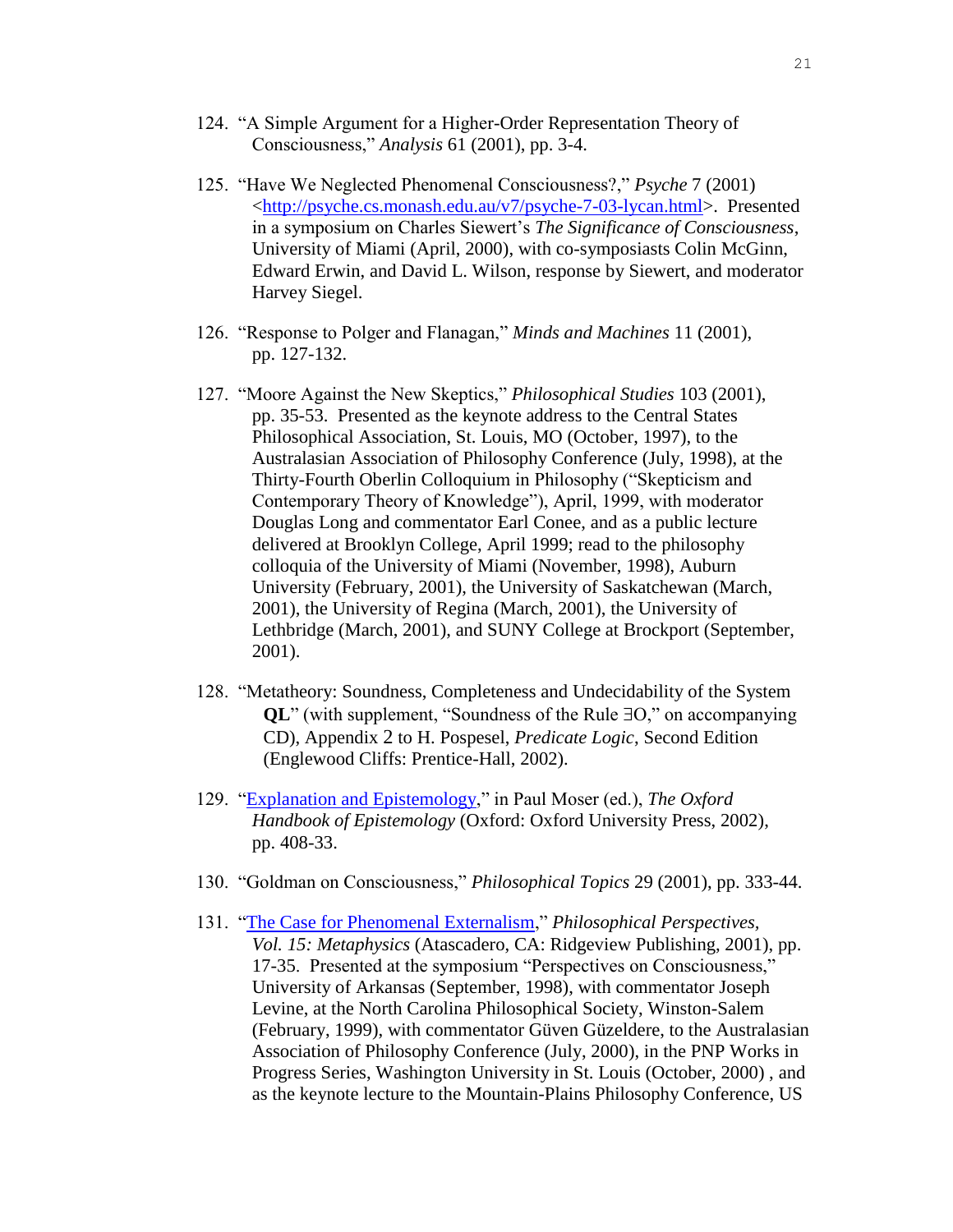124. "A Simple Argument for a Higher-Order Representation Theory of Consciousness," *Analysis* 61 (2001), pp. 3-4.

125. "Have We Neglected Phenomenal Consciousness?," *Psyche* 7 (2001) <http://psyche.cs.monash.edu.au/v7/psyche-7-03-lycan.html>. Presented in a symposium on Charles Siewert's *The Significance of Consciousness*, University of Miami (April, 2000), with co-symposiasts Colin McGinn, Edward Erwin, and David L. Wilson, response by Siewert, and moderator Harvey Siegel.

126. "Response to Polger and Flanagan," *Minds and Machines* 11 (2001), pp. 127-132.

127. "Moore Against the New Skeptics," *Philosophical Studies* 103 (2001), pp. 35-53. Presented as the keynote address to the Central States Philosophical Association, St. Louis, MO (October, 1997), to the Australasian Association of Philosophy Conference (July, 1998), at the Thirty-Fourth Oberlin Colloquium in Philosophy ("Skepticism and Contemporary Theory of Knowledge"), April, 1999, with moderator Douglas Long and commentator Earl Conee, and as a public lecture delivered at Brooklyn College, April 1999; read to the philosophy colloquia of the University of Miami (November, 1998), Auburn University (February, 2001), the University of Saskatchewan (March, 2001), the University of Regina (March, 2001), the University of Lethbridge (March, 2001), and SUNY College at Brockport (September, 2001).

128. "Metatheory: Soundness, Completeness and Undecidability of the System **QL**" (with supplement, "Soundness of the Rule ∃O," on accompanying CD), Appendix 2 to H. Pospesel, *Predicate Logic*, Second Edition (Englewood Cliffs: Prentice-Hall, 2002).

129. "Explanation and Epistemology," in Paul Moser (ed.), *The Oxford Handbook of Epistemology* (Oxford: Oxford University Press, 2002), pp. 408-33.

130. "Goldman on Consciousness," *Philosophical Topics* 29 (2001), pp. 333-44.

131. "The Case for Phenomenal Externalism," *Philosophical Perspectives, Vol. 15: Metaphysics* (Atascadero, CA: Ridgeview Publishing, 2001), pp. 17-35. Presented at the symposium "Perspectives on Consciousness," University of Arkansas (September, 1998), with commentator Joseph Levine, at the North Carolina Philosophical Society, Winston-Salem (February, 1999), with commentator Güven Güzeldere, to the Australasian Association of Philosophy Conference (July, 2000), in the PNP Works in Progress Series, Washington University in St. Louis (October, 2000) , and as the keynote lecture to the Mountain-Plains Philosophy Conference, US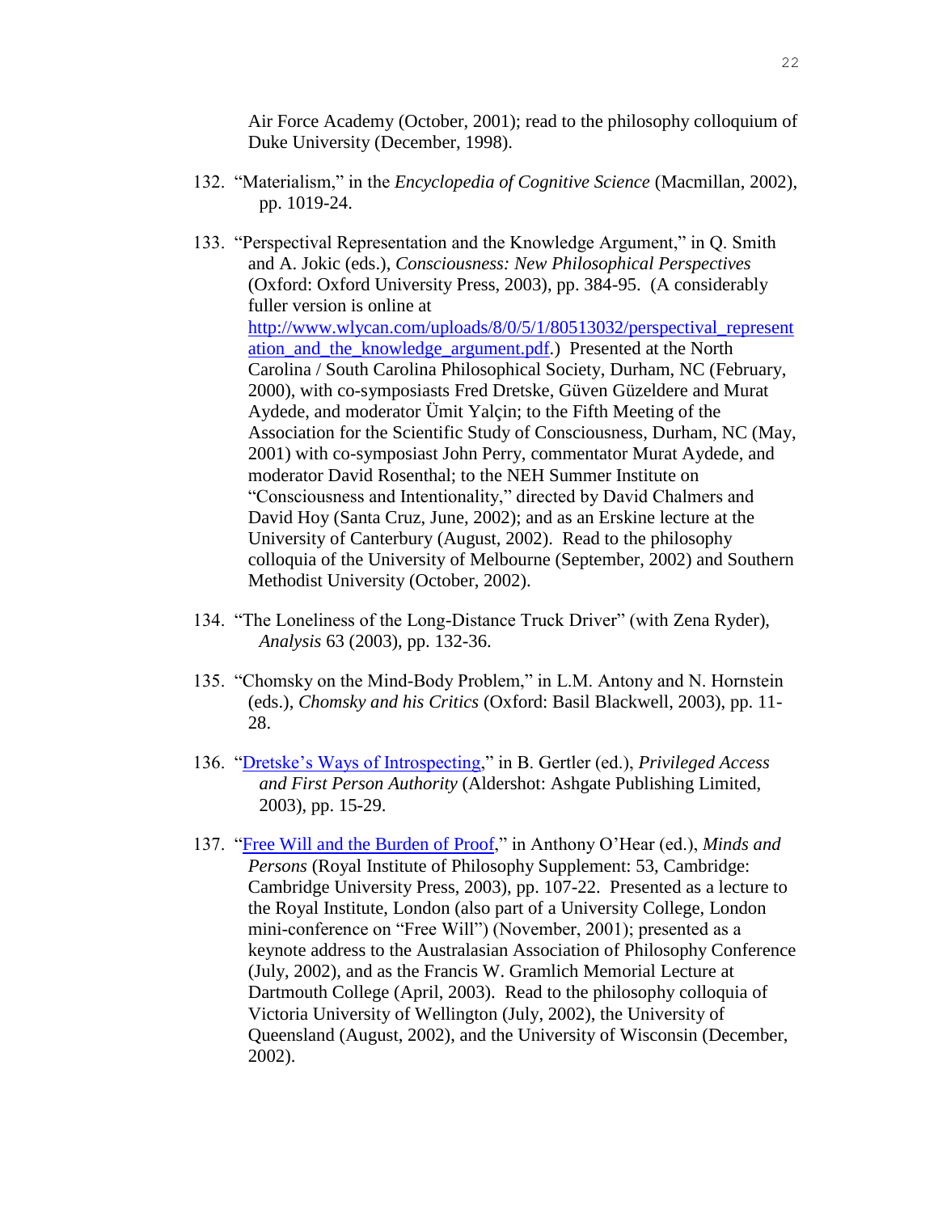Air Force Academy (October, 2001); read to the philosophy colloquium of Duke University (December, 1998).

132. "Materialism," in the *Encyclopedia of Cognitive Science* (Macmillan, 2002), pp. 1019-24.

133. "Perspectival Representation and the Knowledge Argument," in Q. Smith and A. Jokic (eds.), *Consciousness: New Philosophical Perspectives* (Oxford: Oxford University Press, 2003), pp. 384-95. (A considerably fuller version is online at [http://www.wlycan.com/uploads/8/0/5/1/80513032/perspectival_representation_and_the_knowledge_argument.pdf](http://www.wlycan.com/uploads/8/0/5/1/80513032/perspectival_representation_and_the_knowledge_argument.pdf).) Presented at the North Carolina / South Carolina Philosophical Society, Durham, NC (February, 2000), with co-symposiasts Fred Dretske, Güven Güzeldere and Murat Aydede, and moderator Ümit Yalçin; to the Fifth Meeting of the Association for the Scientific Study of Consciousness, Durham, NC (May, 2001) with co-symposiast John Perry, commentator Murat Aydede, and moderator David Rosenthal; to the NEH Summer Institute on "Consciousness and Intentionality," directed by David Chalmers and David Hoy (Santa Cruz, June, 2002); and as an Erskine lecture at the University of Canterbury (August, 2002). Read to the philosophy colloquia of the University of Melbourne (September, 2002) and Southern Methodist University (October, 2002).

134. "The Loneliness of the Long-Distance Truck Driver" (with Zena Ryder), *Analysis* 63 (2003), pp. 132-36.

135. "Chomsky on the Mind-Body Problem," in L.M. Antony and N. Hornstein (eds.), *Chomsky and his Critics* (Oxford: Basil Blackwell, 2003), pp. 11-28.

136. "Dretske's Ways of Introspecting," in B. Gertler (ed.), *Privileged Access and First Person Authority* (Aldershot: Ashgate Publishing Limited, 2003), pp. 15-29.

137. "Free Will and the Burden of Proof," in Anthony O'Hear (ed.), *Minds and Persons* (Royal Institute of Philosophy Supplement: 53, Cambridge: Cambridge University Press, 2003), pp. 107-22. Presented as a lecture to the Royal Institute, London (also part of a University College, London mini-conference on "Free Will") (November, 2001); presented as a keynote address to the Australasian Association of Philosophy Conference (July, 2002), and as the Francis W. Gramlich Memorial Lecture at Dartmouth College (April, 2003). Read to the philosophy colloquia of Victoria University of Wellington (July, 2002), the University of Queensland (August, 2002), and the University of Wisconsin (December, 2002).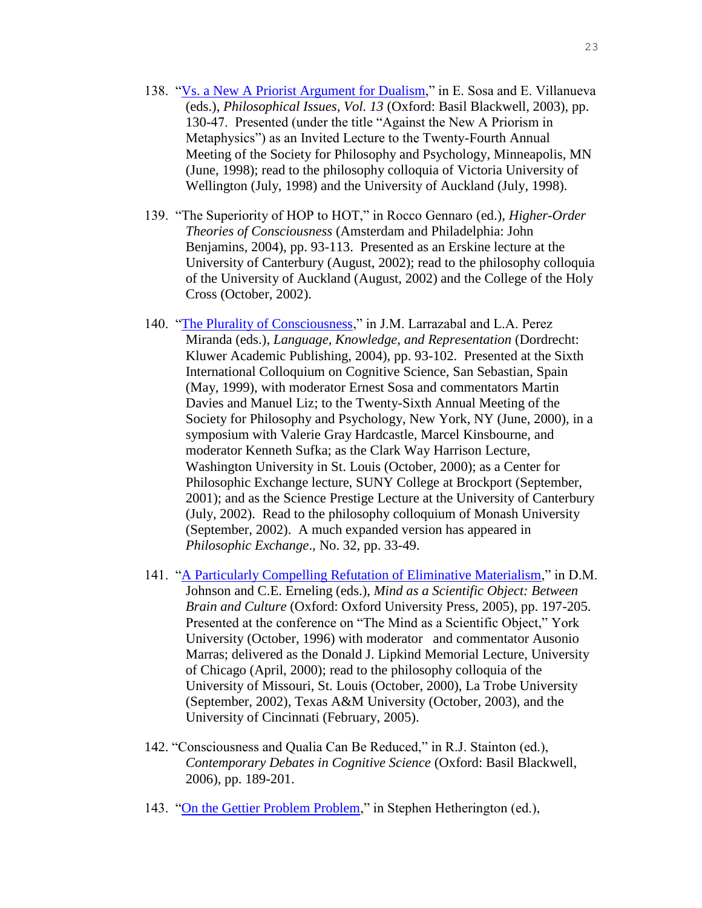138. "Vs. a New A Priorist Argument for Dualism," in E. Sosa and E. Villanueva (eds.), *Philosophical Issues, Vol. 13* (Oxford: Basil Blackwell, 2003), pp. 130-47. Presented (under the title "Against the New A Priorism in Metaphysics") as an Invited Lecture to the Twenty-Fourth Annual Meeting of the Society for Philosophy and Psychology, Minneapolis, MN (June, 1998); read to the philosophy colloquia of Victoria University of Wellington (July, 1998) and the University of Auckland (July, 1998).

139. "The Superiority of HOP to HOT," in Rocco Gennaro (ed.), *Higher-Order Theories of Consciousness* (Amsterdam and Philadelphia: John Benjamins, 2004), pp. 93-113. Presented as an Erskine lecture at the University of Canterbury (August, 2002); read to the philosophy colloquia of the University of Auckland (August, 2002) and the College of the Holy Cross (October, 2002).

140. "The Plurality of Consciousness," in J.M. Larrazabal and L.A. Perez Miranda (eds.), *Language, Knowledge, and Representation* (Dordrecht: Kluwer Academic Publishing, 2004), pp. 93-102. Presented at the Sixth International Colloquium on Cognitive Science, San Sebastian, Spain (May, 1999), with moderator Ernest Sosa and commentators Martin Davies and Manuel Liz; to the Twenty-Sixth Annual Meeting of the Society for Philosophy and Psychology, New York, NY (June, 2000), in a symposium with Valerie Gray Hardcastle, Marcel Kinsbourne, and moderator Kenneth Sufka; as the Clark Way Harrison Lecture, Washington University in St. Louis (October, 2000); as a Center for Philosophic Exchange lecture, SUNY College at Brockport (September, 2001); and as the Science Prestige Lecture at the University of Canterbury (July, 2002). Read to the philosophy colloquium of Monash University (September, 2002). A much expanded version has appeared in *Philosophic Exchange*., No. 32, pp. 33-49.

141. "A Particularly Compelling Refutation of Eliminative Materialism," in D.M. Johnson and C.E. Erneling (eds.), *Mind as a Scientific Object: Between Brain and Culture* (Oxford: Oxford University Press, 2005), pp. 197-205. Presented at the conference on "The Mind as a Scientific Object," York University (October, 1996) with moderator and commentator Ausonio Marras; delivered as the Donald J. Lipkind Memorial Lecture, University of Chicago (April, 2000); read to the philosophy colloquia of the University of Missouri, St. Louis (October, 2000), La Trobe University (September, 2002), Texas A&M University (October, 2003), and the University of Cincinnati (February, 2005).

142. "Consciousness and Qualia Can Be Reduced," in R.J. Stainton (ed.), *Contemporary Debates in Cognitive Science* (Oxford: Basil Blackwell, 2006), pp. 189-201.

143. "On the Gettier Problem Problem," in Stephen Hetherington (ed.),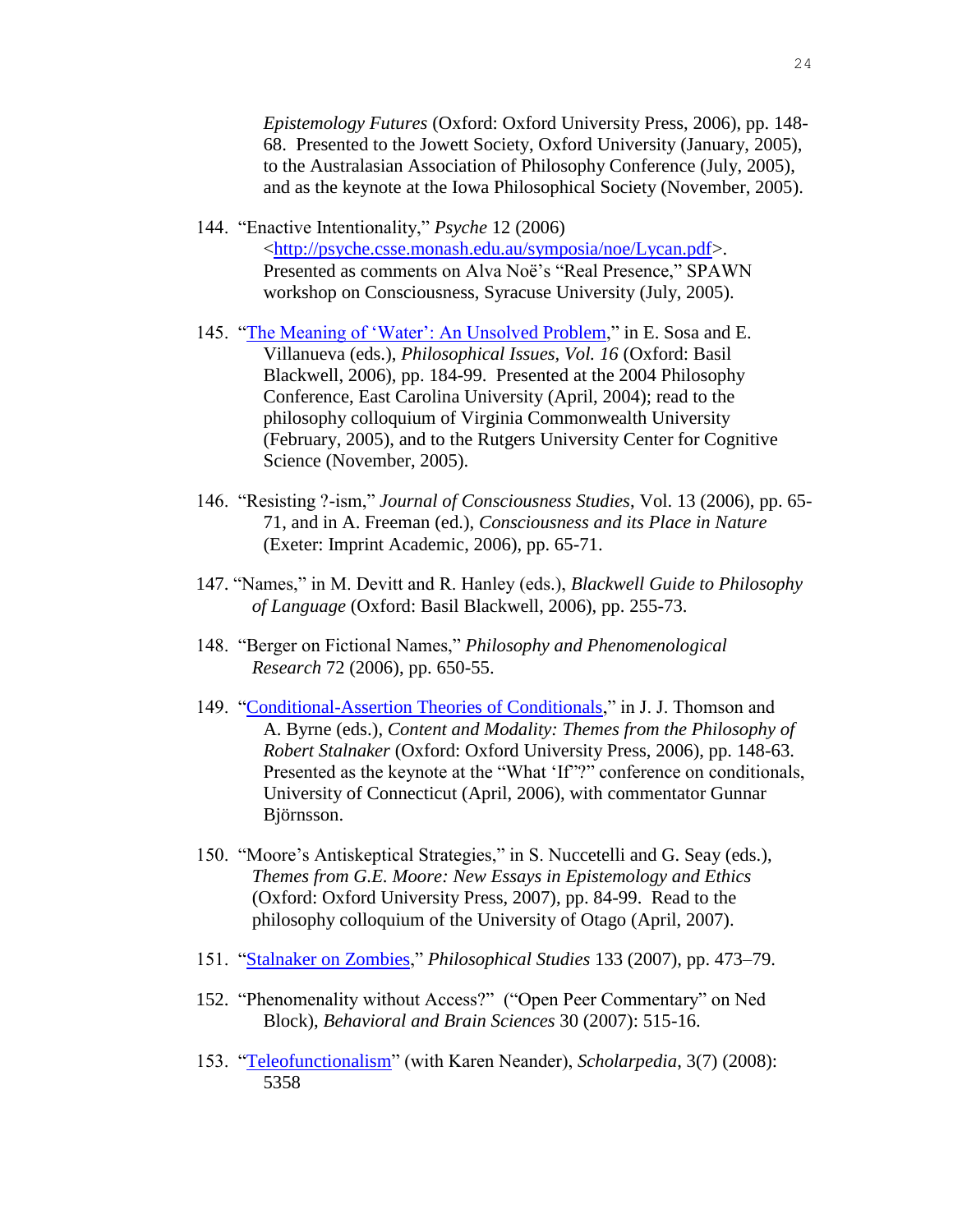*Epistemology Futures* (Oxford: Oxford University Press, 2006), pp. 148-68. Presented to the Jowett Society, Oxford University (January, 2005), to the Australasian Association of Philosophy Conference (July, 2005), and as the keynote at the Iowa Philosophical Society (November, 2005).

144. "Enactive Intentionality," *Psyche* 12 (2006) <http://psyche.csse.monash.edu.au/symposia/noe/Lycan.pdf>. Presented as comments on Alva Noë's "Real Presence," SPAWN workshop on Consciousness, Syracuse University (July, 2005).

145. "The Meaning of 'Water': An Unsolved Problem," in E. Sosa and E. Villanueva (eds.), *Philosophical Issues, Vol. 16* (Oxford: Basil Blackwell, 2006), pp. 184-99. Presented at the 2004 Philosophy Conference, East Carolina University (April, 2004); read to the philosophy colloquium of Virginia Commonwealth University (February, 2005), and to the Rutgers University Center for Cognitive Science (November, 2005).

146. "Resisting ?-ism," *Journal of Consciousness Studies*, Vol. 13 (2006), pp. 65-71, and in A. Freeman (ed.), *Consciousness and its Place in Nature* (Exeter: Imprint Academic, 2006), pp. 65-71.

147. "Names," in M. Devitt and R. Hanley (eds.), *Blackwell Guide to Philosophy of Language* (Oxford: Basil Blackwell, 2006), pp. 255-73.

148. "Berger on Fictional Names," *Philosophy and Phenomenological Research* 72 (2006), pp. 650-55.

149. "Conditional-Assertion Theories of Conditionals," in J. J. Thomson and A. Byrne (eds.), *Content and Modality: Themes from the Philosophy of Robert Stalnaker* (Oxford: Oxford University Press, 2006), pp. 148-63. Presented as the keynote at the "What 'If'"?" conference on conditionals, University of Connecticut (April, 2006), with commentator Gunnar Björnsson.

150. "Moore's Antiskeptical Strategies," in S. Nuccetelli and G. Seay (eds.), *Themes from G.E. Moore: New Essays in Epistemology and Ethics* (Oxford: Oxford University Press, 2007), pp. 84-99. Read to the philosophy colloquium of the University of Otago (April, 2007).

151. "Stalnaker on Zombies," *Philosophical Studies* 133 (2007), pp. 473–79.

152. "Phenomenality without Access?" ("Open Peer Commentary" on Ned Block), *Behavioral and Brain Sciences* 30 (2007): 515-16.

153. "Teleofunctionalism" (with Karen Neander), *Scholarpedia*, 3(7) (2008): 5358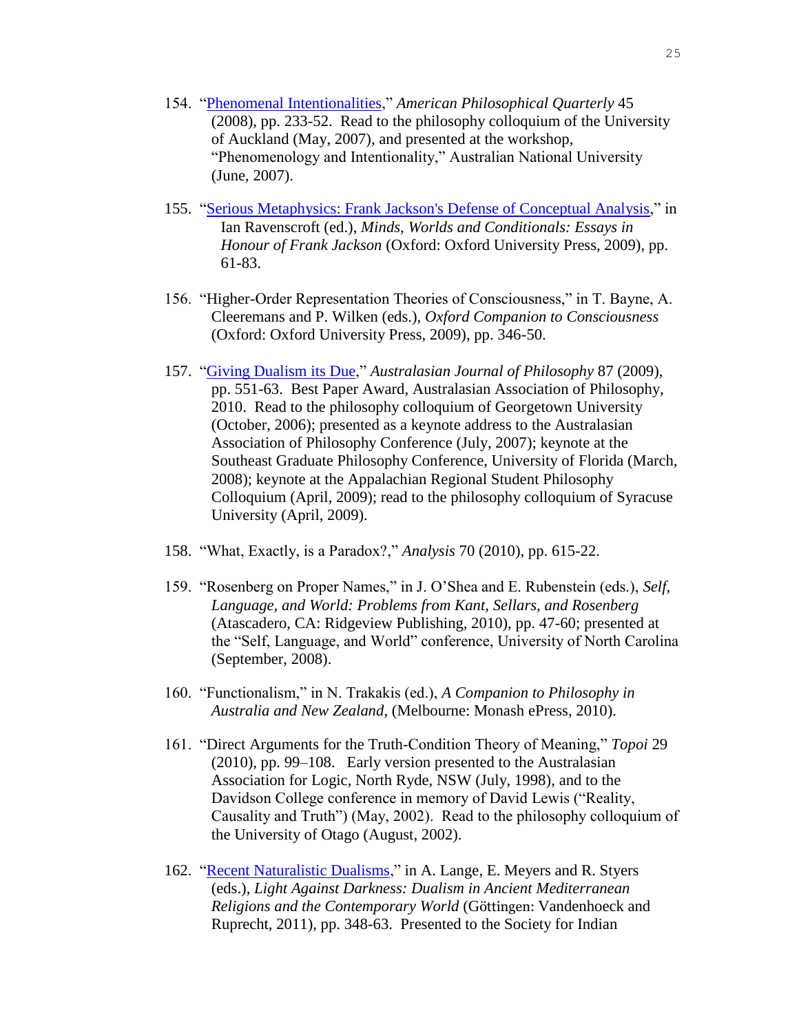154. "Phenomenal Intentionalities," *American Philosophical Quarterly* 45 (2008), pp. 233-52. Read to the philosophy colloquium of the University of Auckland (May, 2007), and presented at the workshop, "Phenomenology and Intentionality," Australian National University (June, 2007).

155. "Serious Metaphysics: Frank Jackson's Defense of Conceptual Analysis," in Ian Ravenscroft (ed.), *Minds, Worlds and Conditionals: Essays in Honour of Frank Jackson* (Oxford: Oxford University Press, 2009), pp. 61-83.

156. "Higher-Order Representation Theories of Consciousness," in T. Bayne, A. Cleeremans and P. Wilken (eds.), *Oxford Companion to Consciousness* (Oxford: Oxford University Press, 2009), pp. 346-50.

157. "Giving Dualism its Due," *Australasian Journal of Philosophy* 87 (2009), pp. 551-63. Best Paper Award, Australasian Association of Philosophy, 2010. Read to the philosophy colloquium of Georgetown University (October, 2006); presented as a keynote address to the Australasian Association of Philosophy Conference (July, 2007); keynote at the Southeast Graduate Philosophy Conference, University of Florida (March, 2008); keynote at the Appalachian Regional Student Philosophy Colloquium (April, 2009); read to the philosophy colloquium of Syracuse University (April, 2009).

158. "What, Exactly, is a Paradox?," *Analysis* 70 (2010), pp. 615-22.

159. "Rosenberg on Proper Names," in J. O'Shea and E. Rubenstein (eds.), *Self, Language, and World: Problems from Kant, Sellars, and Rosenberg* (Atascadero, CA: Ridgeview Publishing, 2010), pp. 47-60; presented at the "Self, Language, and World" conference, University of North Carolina (September, 2008).

160. "Functionalism," in N. Trakakis (ed.), *A Companion to Philosophy in Australia and New Zealand*, (Melbourne: Monash ePress, 2010).

161. "Direct Arguments for the Truth-Condition Theory of Meaning," *Topoi* 29 (2010), pp. 99–108. Early version presented to the Australasian Association for Logic, North Ryde, NSW (July, 1998), and to the Davidson College conference in memory of David Lewis ("Reality, Causality and Truth") (May, 2002). Read to the philosophy colloquium of the University of Otago (August, 2002).

162. "Recent Naturalistic Dualisms," in A. Lange, E. Meyers and R. Styers (eds.), *Light Against Darkness: Dualism in Ancient Mediterranean Religions and the Contemporary World* (Göttingen: Vandenhoeck and Ruprecht, 2011), pp. 348-63. Presented to the Society for Indian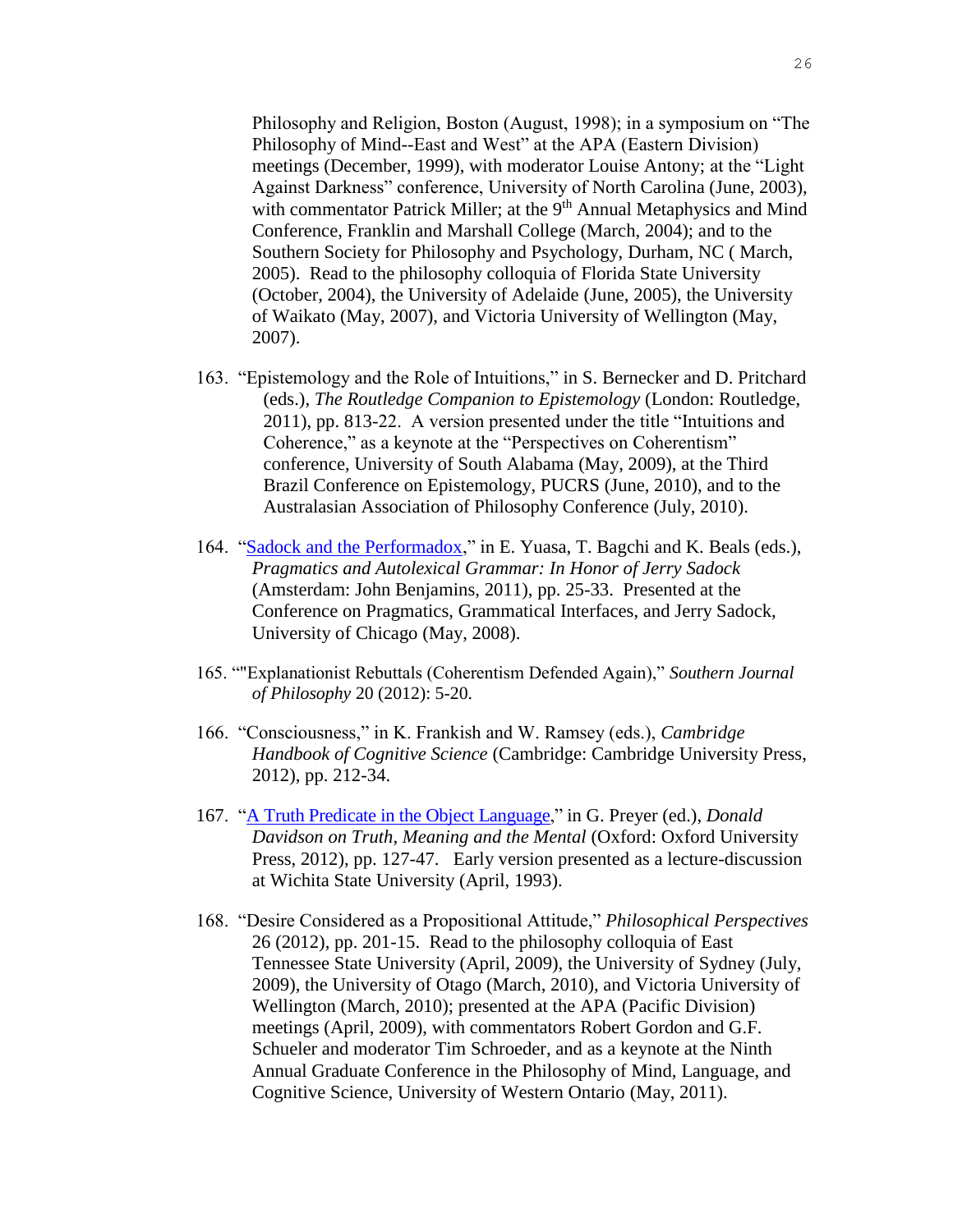Philosophy and Religion, Boston (August, 1998); in a symposium on "The Philosophy of Mind--East and West" at the APA (Eastern Division) meetings (December, 1999), with moderator Louise Antony; at the "Light Against Darkness" conference, University of North Carolina (June, 2003), with commentator Patrick Miller; at the 9th Annual Metaphysics and Mind Conference, Franklin and Marshall College (March, 2004); and to the Southern Society for Philosophy and Psychology, Durham, NC ( March, 2005). Read to the philosophy colloquia of Florida State University (October, 2004), the University of Adelaide (June, 2005), the University of Waikato (May, 2007), and Victoria University of Wellington (May, 2007).

163. "Epistemology and the Role of Intuitions," in S. Bernecker and D. Pritchard (eds.), *The Routledge Companion to Epistemology* (London: Routledge, 2011), pp. 813-22. A version presented under the title "Intuitions and Coherence," as a keynote at the "Perspectives on Coherentism" conference, University of South Alabama (May, 2009), at the Third Brazil Conference on Epistemology, PUCRS (June, 2010), and to the Australasian Association of Philosophy Conference (July, 2010).

164. "Sadock and the Performadox," in E. Yuasa, T. Bagchi and K. Beals (eds.), *Pragmatics and Autolexical Grammar: In Honor of Jerry Sadock* (Amsterdam: John Benjamins, 2011), pp. 25-33. Presented at the Conference on Pragmatics, Grammatical Interfaces, and Jerry Sadock, University of Chicago (May, 2008).

165. ""Explanationist Rebuttals (Coherentism Defended Again)," *Southern Journal of Philosophy* 20 (2012): 5-20.

166. "Consciousness," in K. Frankish and W. Ramsey (eds.), *Cambridge Handbook of Cognitive Science* (Cambridge: Cambridge University Press, 2012), pp. 212-34.

167. "A Truth Predicate in the Object Language," in G. Preyer (ed.), *Donald Davidson on Truth, Meaning and the Mental* (Oxford: Oxford University Press, 2012), pp. 127-47. Early version presented as a lecture-discussion at Wichita State University (April, 1993).

168. "Desire Considered as a Propositional Attitude," *Philosophical Perspectives* 26 (2012), pp. 201-15. Read to the philosophy colloquia of East Tennessee State University (April, 2009), the University of Sydney (July, 2009), the University of Otago (March, 2010), and Victoria University of Wellington (March, 2010); presented at the APA (Pacific Division) meetings (April, 2009), with commentators Robert Gordon and G.F. Schueler and moderator Tim Schroeder, and as a keynote at the Ninth Annual Graduate Conference in the Philosophy of Mind, Language, and Cognitive Science, University of Western Ontario (May, 2011).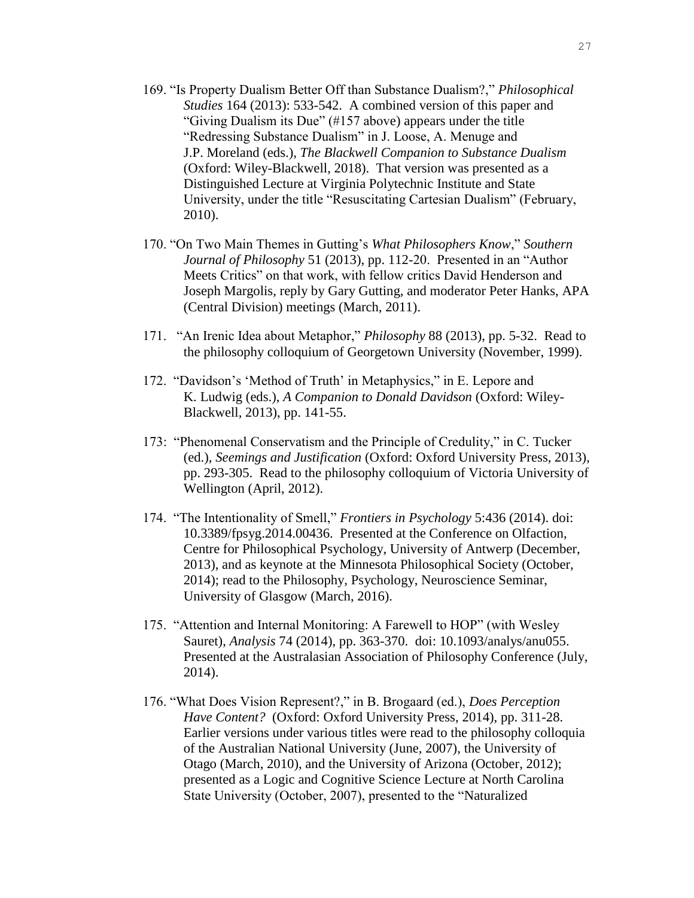169. "Is Property Dualism Better Off than Substance Dualism?," *Philosophical Studies* 164 (2013): 533-542. A combined version of this paper and "Giving Dualism its Due" (#157 above) appears under the title "Redressing Substance Dualism" in J. Loose, A. Menuge and J.P. Moreland (eds.), *The Blackwell Companion to Substance Dualism* (Oxford: Wiley-Blackwell, 2018). That version was presented as a Distinguished Lecture at Virginia Polytechnic Institute and State University, under the title "Resuscitating Cartesian Dualism" (February, 2010).

170. "On Two Main Themes in Gutting's *What Philosophers Know*," *Southern Journal of Philosophy* 51 (2013), pp. 112-20. Presented in an "Author Meets Critics" on that work, with fellow critics David Henderson and Joseph Margolis, reply by Gary Gutting, and moderator Peter Hanks, APA (Central Division) meetings (March, 2011).

171. "An Irenic Idea about Metaphor," *Philosophy* 88 (2013), pp. 5-32. Read to the philosophy colloquium of Georgetown University (November, 1999).

172. "Davidson's 'Method of Truth' in Metaphysics," in E. Lepore and K. Ludwig (eds.), *A Companion to Donald Davidson* (Oxford: Wiley-Blackwell, 2013), pp. 141-55.

173: "Phenomenal Conservatism and the Principle of Credulity," in C. Tucker (ed.), *Seemings and Justification* (Oxford: Oxford University Press, 2013), pp. 293-305. Read to the philosophy colloquium of Victoria University of Wellington (April, 2012).

174. "The Intentionality of Smell," *Frontiers in Psychology* 5:436 (2014). doi: 10.3389/fpsyg.2014.00436. Presented at the Conference on Olfaction, Centre for Philosophical Psychology, University of Antwerp (December, 2013), and as keynote at the Minnesota Philosophical Society (October, 2014); read to the Philosophy, Psychology, Neuroscience Seminar, University of Glasgow (March, 2016).

175. "Attention and Internal Monitoring: A Farewell to HOP" (with Wesley Sauret), *Analysis* 74 (2014), pp. 363-370. doi: 10.1093/analys/anu055. Presented at the Australasian Association of Philosophy Conference (July, 2014).

176. "What Does Vision Represent?," in B. Brogaard (ed.), *Does Perception Have Content?* (Oxford: Oxford University Press, 2014), pp. 311-28. Earlier versions under various titles were read to the philosophy colloquia of the Australian National University (June, 2007), the University of Otago (March, 2010), and the University of Arizona (October, 2012); presented as a Logic and Cognitive Science Lecture at North Carolina State University (October, 2007), presented to the "Naturalized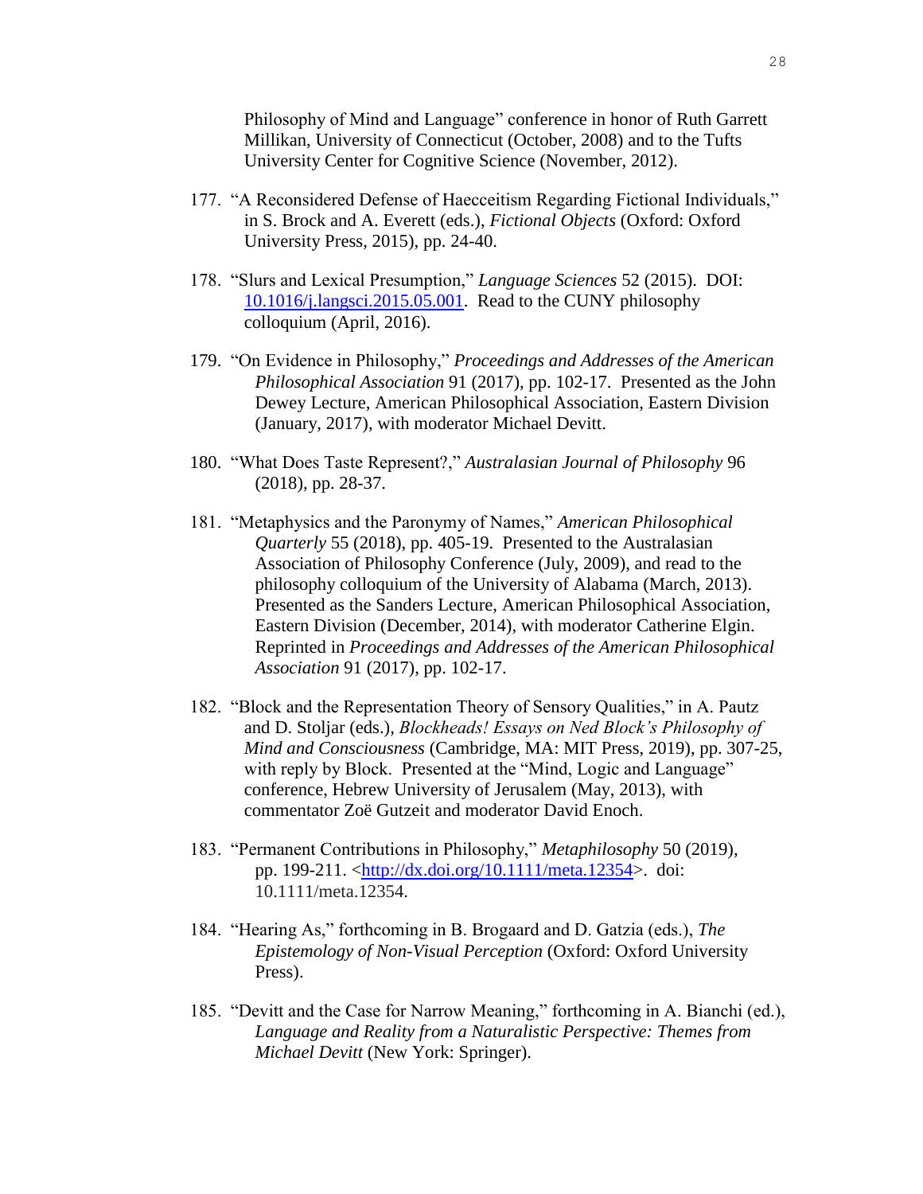Philosophy of Mind and Language" conference in honor of Ruth Garrett Millikan, University of Connecticut (October, 2008) and to the Tufts University Center for Cognitive Science (November, 2012).

177. "A Reconsidered Defense of Haecceitism Regarding Fictional Individuals," in S. Brock and A. Everett (eds.), *Fictional Objects* (Oxford: Oxford University Press, 2015), pp. 24-40.

178. "Slurs and Lexical Presumption," *Language Sciences* 52 (2015). DOI: 10.1016/j.langsci.2015.05.001. Read to the CUNY philosophy colloquium (April, 2016).

179. "On Evidence in Philosophy," *Proceedings and Addresses of the American Philosophical Association* 91 (2017), pp. 102-17. Presented as the John Dewey Lecture, American Philosophical Association, Eastern Division (January, 2017), with moderator Michael Devitt.

180. "What Does Taste Represent?," *Australasian Journal of Philosophy* 96 (2018), pp. 28-37.

181. "Metaphysics and the Paronymy of Names," *American Philosophical Quarterly* 55 (2018), pp. 405-19. Presented to the Australasian Association of Philosophy Conference (July, 2009), and read to the philosophy colloquium of the University of Alabama (March, 2013). Presented as the Sanders Lecture, American Philosophical Association, Eastern Division (December, 2014), with moderator Catherine Elgin. Reprinted in *Proceedings and Addresses of the American Philosophical Association* 91 (2017), pp. 102-17.

182. "Block and the Representation Theory of Sensory Qualities," in A. Pautz and D. Stoljar (eds.), *Blockheads! Essays on Ned Block's Philosophy of Mind and Consciousness* (Cambridge, MA: MIT Press, 2019), pp. 307-25, with reply by Block. Presented at the "Mind, Logic and Language" conference, Hebrew University of Jerusalem (May, 2013), with commentator Zoë Gutzeit and moderator David Enoch.

183. "Permanent Contributions in Philosophy," *Metaphilosophy* 50 (2019), pp. 199-211. <http://dx.doi.org/10.1111/meta.12354>. doi: 10.1111/meta.12354.

184. "Hearing As," forthcoming in B. Brogaard and D. Gatzia (eds.), *The Epistemology of Non-Visual Perception* (Oxford: Oxford University Press).

185. "Devitt and the Case for Narrow Meaning," forthcoming in A. Bianchi (ed.), *Language and Reality from a Naturalistic Perspective: Themes from Michael Devitt* (New York: Springer).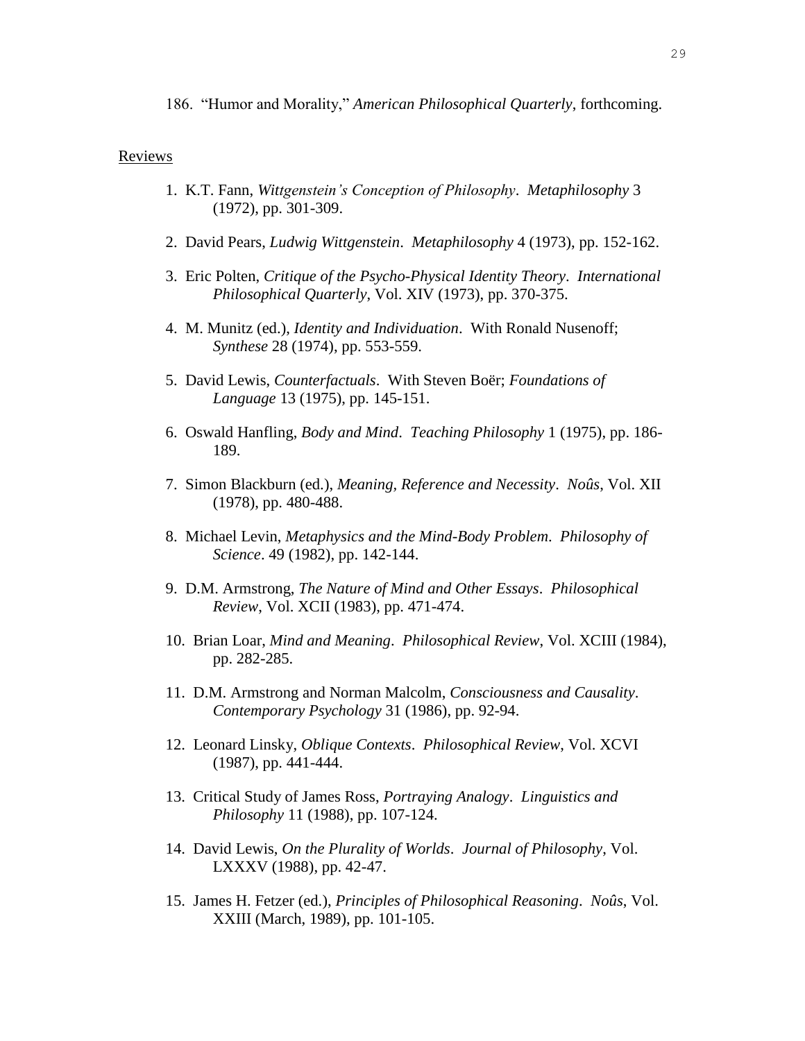186. "Humor and Morality," *American Philosophical Quarterly*, forthcoming.

Reviews

1. K.T. Fann, *Wittgenstein's Conception of Philosophy*. *Metaphilosophy* 3 (1972), pp. 301-309.

2. David Pears, *Ludwig Wittgenstein*. *Metaphilosophy* 4 (1973), pp. 152-162.

3. Eric Polten, *Critique of the Psycho-Physical Identity Theory*. *International Philosophical Quarterly*, Vol. XIV (1973), pp. 370-375.

4. M. Munitz (ed.), *Identity and Individuation*. With Ronald Nusenoff; *Synthese* 28 (1974), pp. 553-559.

5. David Lewis, *Counterfactuals*. With Steven Boër; *Foundations of Language* 13 (1975), pp. 145-151.

6. Oswald Hanfling, *Body and Mind*. *Teaching Philosophy* 1 (1975), pp. 186-189.

7. Simon Blackburn (ed.), *Meaning, Reference and Necessity*. *Noûs*, Vol. XII (1978), pp. 480-488.

8. Michael Levin, *Metaphysics and the Mind-Body Problem*. *Philosophy of Science*. 49 (1982), pp. 142-144.

9. D.M. Armstrong, *The Nature of Mind and Other Essays*. *Philosophical Review*, Vol. XCII (1983), pp. 471-474.

10. Brian Loar, *Mind and Meaning*. *Philosophical Review*, Vol. XCIII (1984), pp. 282-285.

11. D.M. Armstrong and Norman Malcolm, *Consciousness and Causality*. *Contemporary Psychology* 31 (1986), pp. 92-94.

12. Leonard Linsky, *Oblique Contexts*. *Philosophical Review*, Vol. XCVI (1987), pp. 441-444.

13. Critical Study of James Ross, *Portraying Analogy*. *Linguistics and Philosophy* 11 (1988), pp. 107-124.

14. David Lewis, *On the Plurality of Worlds*. *Journal of Philosophy*, Vol. LXXXV (1988), pp. 42-47.

15. James H. Fetzer (ed.), *Principles of Philosophical Reasoning*. *Noûs*, Vol. XXIII (March, 1989), pp. 101-105.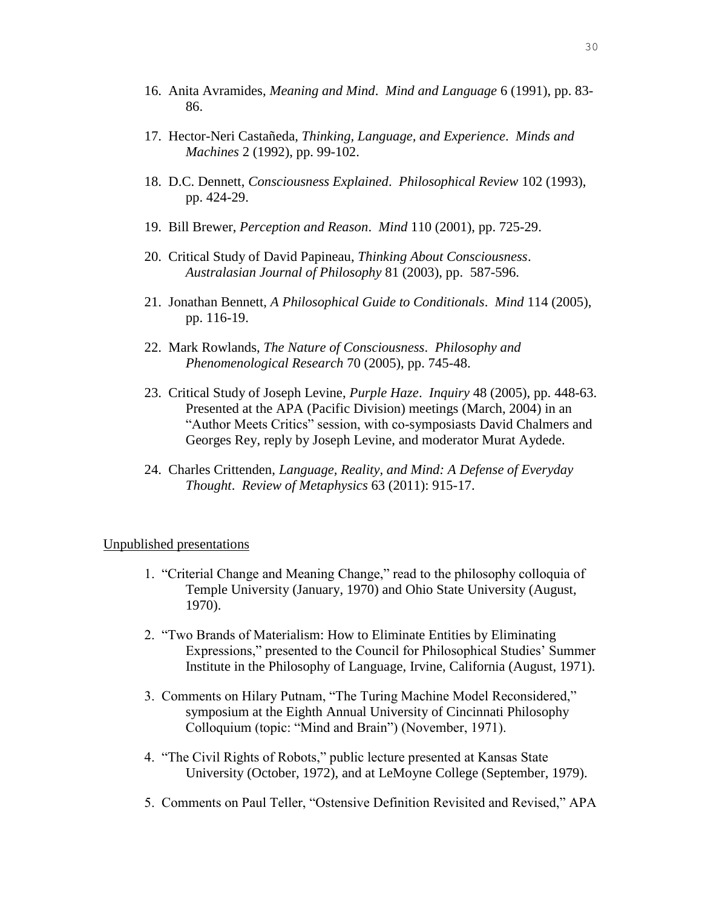16. Anita Avramides, *Meaning and Mind*. *Mind and Language* 6 (1991), pp. 83-86.

17. Hector-Neri Castañeda, *Thinking, Language, and Experience*. *Minds and Machines* 2 (1992), pp. 99-102.

18. D.C. Dennett, *Consciousness Explained*. *Philosophical Review* 102 (1993), pp. 424-29.

19. Bill Brewer, *Perception and Reason*. *Mind* 110 (2001), pp. 725-29.

20. Critical Study of David Papineau, *Thinking About Consciousness*. *Australasian Journal of Philosophy* 81 (2003), pp. 587-596.

21. Jonathan Bennett, *A Philosophical Guide to Conditionals*. *Mind* 114 (2005), pp. 116-19.

22. Mark Rowlands, *The Nature of Consciousness*. *Philosophy and Phenomenological Research* 70 (2005), pp. 745-48.

23. Critical Study of Joseph Levine, *Purple Haze*. *Inquiry* 48 (2005), pp. 448-63. Presented at the APA (Pacific Division) meetings (March, 2004) in an "Author Meets Critics" session, with co-symposiasts David Chalmers and Georges Rey, reply by Joseph Levine, and moderator Murat Aydede.

24. Charles Crittenden, *Language, Reality, and Mind: A Defense of Everyday Thought*. *Review of Metaphysics* 63 (2011): 915-17.

<u>Unpublished presentations</u>

1. "Criterial Change and Meaning Change," read to the philosophy colloquia of Temple University (January, 1970) and Ohio State University (August, 1970).

2. "Two Brands of Materialism: How to Eliminate Entities by Eliminating Expressions," presented to the Council for Philosophical Studies' Summer Institute in the Philosophy of Language, Irvine, California (August, 1971).

3. Comments on Hilary Putnam, "The Turing Machine Model Reconsidered," symposium at the Eighth Annual University of Cincinnati Philosophy Colloquium (topic: "Mind and Brain") (November, 1971).

4. "The Civil Rights of Robots," public lecture presented at Kansas State University (October, 1972), and at LeMoyne College (September, 1979).

5. Comments on Paul Teller, "Ostensive Definition Revisited and Revised," APA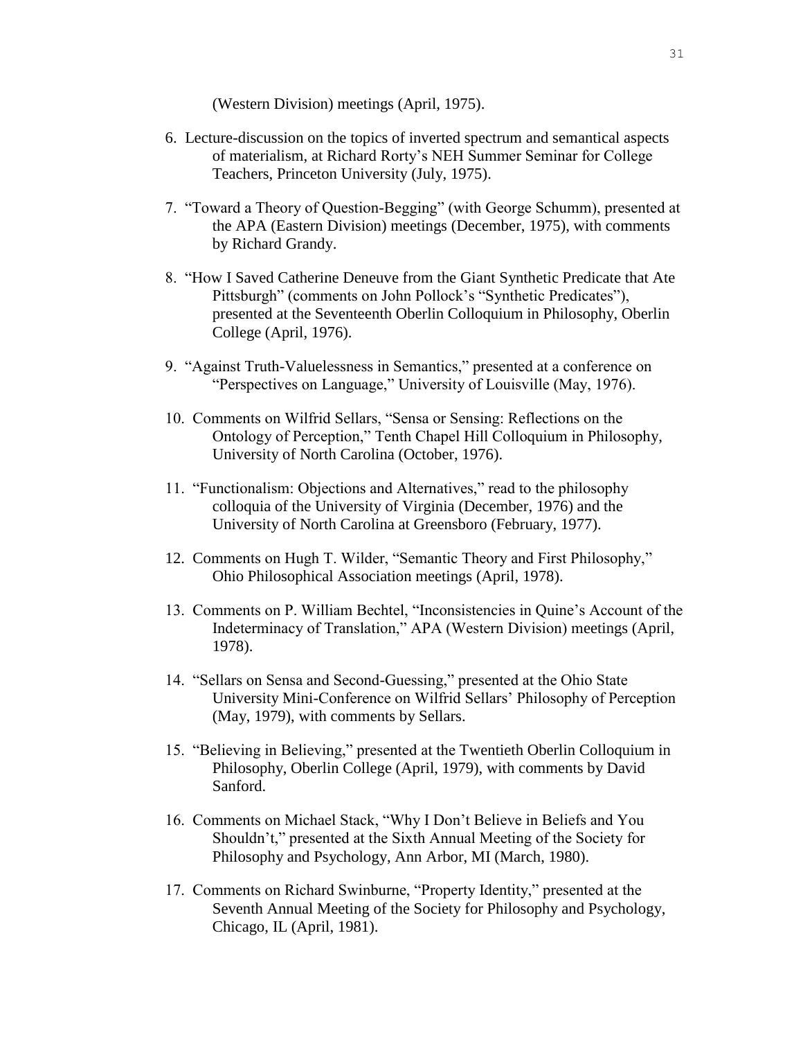(Western Division) meetings (April, 1975).

6. Lecture-discussion on the topics of inverted spectrum and semantical aspects of materialism, at Richard Rorty's NEH Summer Seminar for College Teachers, Princeton University (July, 1975).

7. "Toward a Theory of Question-Begging" (with George Schumm), presented at the APA (Eastern Division) meetings (December, 1975), with comments by Richard Grandy.

8. "How I Saved Catherine Deneuve from the Giant Synthetic Predicate that Ate Pittsburgh" (comments on John Pollock's "Synthetic Predicates"), presented at the Seventeenth Oberlin Colloquium in Philosophy, Oberlin College (April, 1976).

9. "Against Truth-Valuelessness in Semantics," presented at a conference on "Perspectives on Language," University of Louisville (May, 1976).

10. Comments on Wilfrid Sellars, "Sensa or Sensing: Reflections on the Ontology of Perception," Tenth Chapel Hill Colloquium in Philosophy, University of North Carolina (October, 1976).

11. "Functionalism: Objections and Alternatives," read to the philosophy colloquia of the University of Virginia (December, 1976) and the University of North Carolina at Greensboro (February, 1977).

12. Comments on Hugh T. Wilder, "Semantic Theory and First Philosophy," Ohio Philosophical Association meetings (April, 1978).

13. Comments on P. William Bechtel, "Inconsistencies in Quine's Account of the Indeterminacy of Translation," APA (Western Division) meetings (April, 1978).

14. "Sellars on Sensa and Second-Guessing," presented at the Ohio State University Mini-Conference on Wilfrid Sellars' Philosophy of Perception (May, 1979), with comments by Sellars.

15. "Believing in Believing," presented at the Twentieth Oberlin Colloquium in Philosophy, Oberlin College (April, 1979), with comments by David Sanford.

16. Comments on Michael Stack, "Why I Don't Believe in Beliefs and You Shouldn't," presented at the Sixth Annual Meeting of the Society for Philosophy and Psychology, Ann Arbor, MI (March, 1980).

17. Comments on Richard Swinburne, "Property Identity," presented at the Seventh Annual Meeting of the Society for Philosophy and Psychology, Chicago, IL (April, 1981).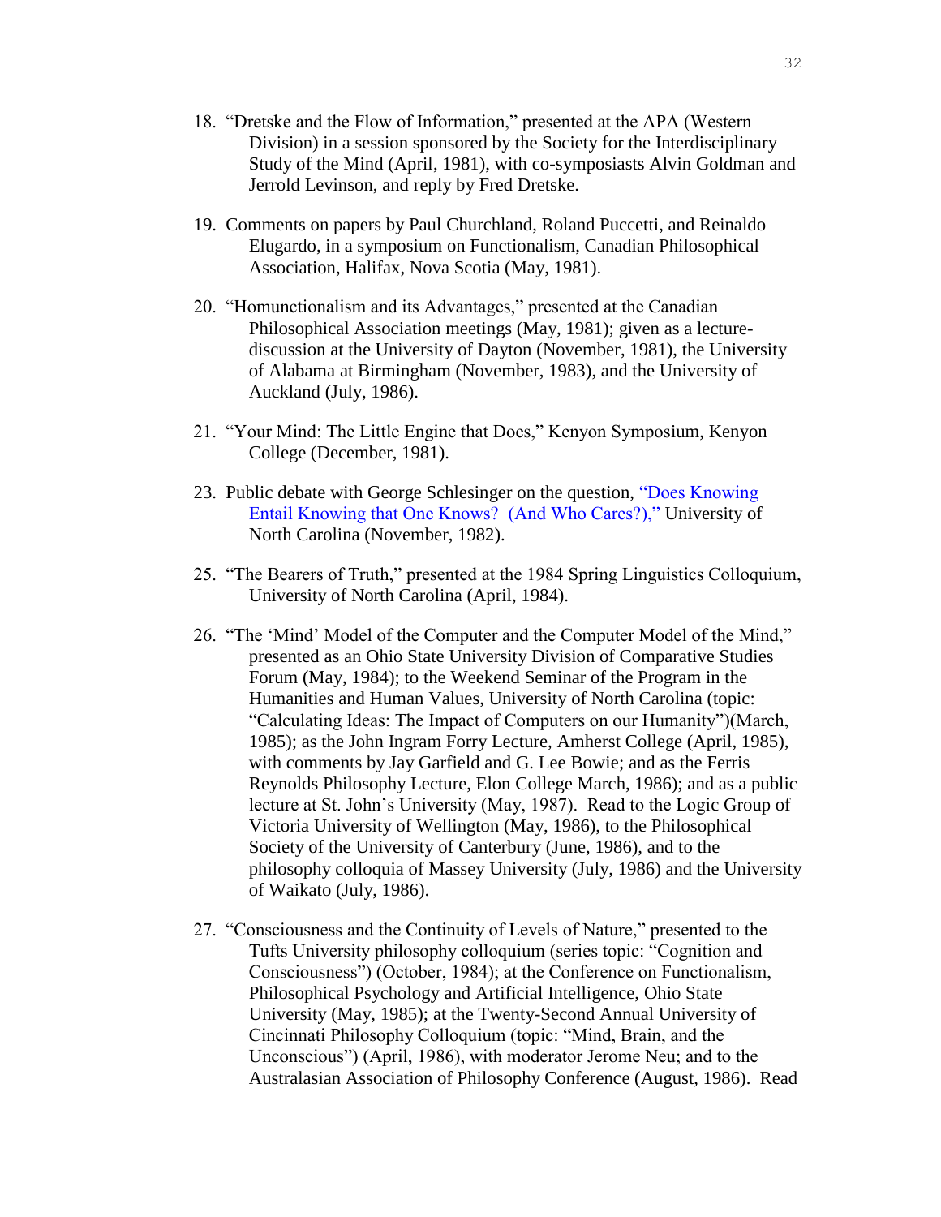18. "Dretske and the Flow of Information," presented at the APA (Western Division) in a session sponsored by the Society for the Interdisciplinary Study of the Mind (April, 1981), with co-symposiasts Alvin Goldman and Jerrold Levinson, and reply by Fred Dretske.

19. Comments on papers by Paul Churchland, Roland Puccetti, and Reinaldo Elugardo, in a symposium on Functionalism, Canadian Philosophical Association, Halifax, Nova Scotia (May, 1981).

20. "Homunctionalism and its Advantages," presented at the Canadian Philosophical Association meetings (May, 1981); given as a lecture-discussion at the University of Dayton (November, 1981), the University of Alabama at Birmingham (November, 1983), and the University of Auckland (July, 1986).

21. "Your Mind: The Little Engine that Does," Kenyon Symposium, Kenyon College (December, 1981).

23. Public debate with George Schlesinger on the question, "Does Knowing Entail Knowing that One Knows? (And Who Cares?)," University of North Carolina (November, 1982).

25. "The Bearers of Truth," presented at the 1984 Spring Linguistics Colloquium, University of North Carolina (April, 1984).

26. "The 'Mind' Model of the Computer and the Computer Model of the Mind," presented as an Ohio State University Division of Comparative Studies Forum (May, 1984); to the Weekend Seminar of the Program in the Humanities and Human Values, University of North Carolina (topic: "Calculating Ideas: The Impact of Computers on our Humanity")(March, 1985); as the John Ingram Forry Lecture, Amherst College (April, 1985), with comments by Jay Garfield and G. Lee Bowie; and as the Ferris Reynolds Philosophy Lecture, Elon College March, 1986); and as a public lecture at St. John's University (May, 1987). Read to the Logic Group of Victoria University of Wellington (May, 1986), to the Philosophical Society of the University of Canterbury (June, 1986), and to the philosophy colloquia of Massey University (July, 1986) and the University of Waikato (July, 1986).

27. "Consciousness and the Continuity of Levels of Nature," presented to the Tufts University philosophy colloquium (series topic: "Cognition and Consciousness") (October, 1984); at the Conference on Functionalism, Philosophical Psychology and Artificial Intelligence, Ohio State University (May, 1985); at the Twenty-Second Annual University of Cincinnati Philosophy Colloquium (topic: "Mind, Brain, and the Unconscious") (April, 1986), with moderator Jerome Neu; and to the Australasian Association of Philosophy Conference (August, 1986). Read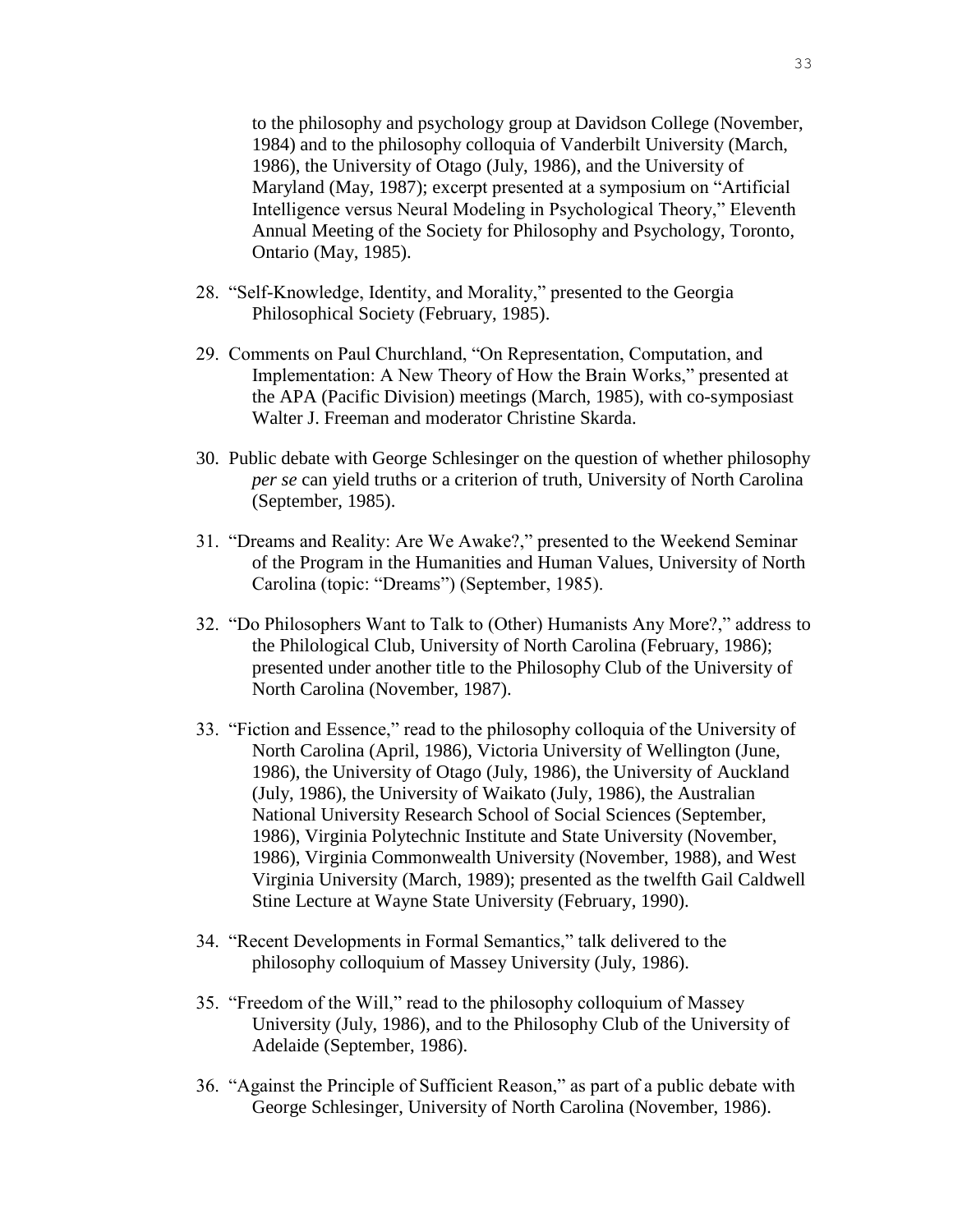to the philosophy and psychology group at Davidson College (November, 1984) and to the philosophy colloquia of Vanderbilt University (March, 1986), the University of Otago (July, 1986), and the University of Maryland (May, 1987); excerpt presented at a symposium on "Artificial Intelligence versus Neural Modeling in Psychological Theory," Eleventh Annual Meeting of the Society for Philosophy and Psychology, Toronto, Ontario (May, 1985).

28. "Self-Knowledge, Identity, and Morality," presented to the Georgia Philosophical Society (February, 1985).

29. Comments on Paul Churchland, "On Representation, Computation, and Implementation: A New Theory of How the Brain Works," presented at the APA (Pacific Division) meetings (March, 1985), with co-symposiast Walter J. Freeman and moderator Christine Skarda.

30. Public debate with George Schlesinger on the question of whether philosophy *per se* can yield truths or a criterion of truth, University of North Carolina (September, 1985).

31. "Dreams and Reality: Are We Awake?," presented to the Weekend Seminar of the Program in the Humanities and Human Values, University of North Carolina (topic: "Dreams") (September, 1985).

32. "Do Philosophers Want to Talk to (Other) Humanists Any More?," address to the Philological Club, University of North Carolina (February, 1986); presented under another title to the Philosophy Club of the University of North Carolina (November, 1987).

33. "Fiction and Essence," read to the philosophy colloquia of the University of North Carolina (April, 1986), Victoria University of Wellington (June, 1986), the University of Otago (July, 1986), the University of Auckland (July, 1986), the University of Waikato (July, 1986), the Australian National University Research School of Social Sciences (September, 1986), Virginia Polytechnic Institute and State University (November, 1986), Virginia Commonwealth University (November, 1988), and West Virginia University (March, 1989); presented as the twelfth Gail Caldwell Stine Lecture at Wayne State University (February, 1990).

34. "Recent Developments in Formal Semantics," talk delivered to the philosophy colloquium of Massey University (July, 1986).

35. "Freedom of the Will," read to the philosophy colloquium of Massey University (July, 1986), and to the Philosophy Club of the University of Adelaide (September, 1986).

36. "Against the Principle of Sufficient Reason," as part of a public debate with George Schlesinger, University of North Carolina (November, 1986).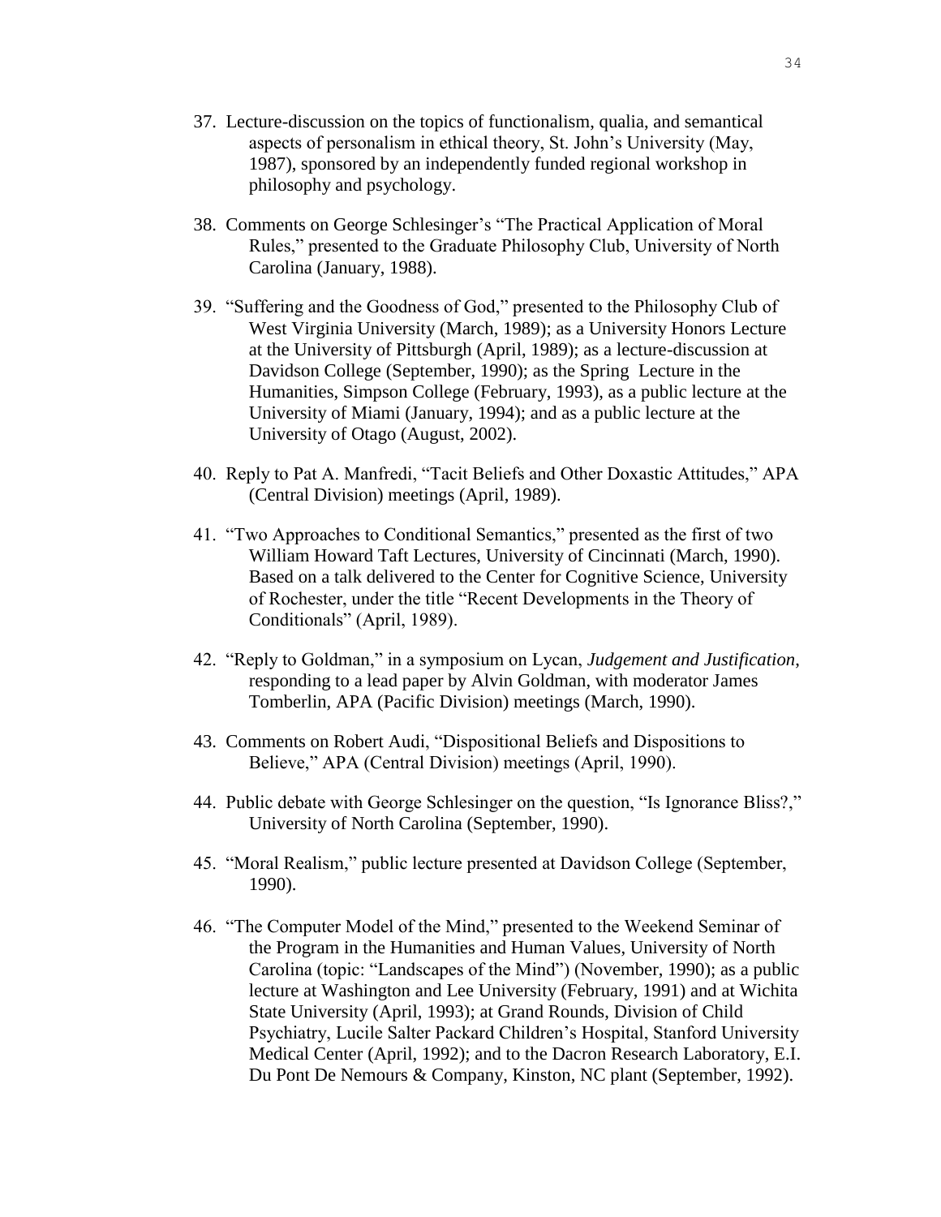37. Lecture-discussion on the topics of functionalism, qualia, and semantical aspects of personalism in ethical theory, St. John's University (May, 1987), sponsored by an independently funded regional workshop in philosophy and psychology.

38. Comments on George Schlesinger's "The Practical Application of Moral Rules," presented to the Graduate Philosophy Club, University of North Carolina (January, 1988).

39. "Suffering and the Goodness of God," presented to the Philosophy Club of West Virginia University (March, 1989); as a University Honors Lecture at the University of Pittsburgh (April, 1989); as a lecture-discussion at Davidson College (September, 1990); as the Spring Lecture in the Humanities, Simpson College (February, 1993), as a public lecture at the University of Miami (January, 1994); and as a public lecture at the University of Otago (August, 2002).

40. Reply to Pat A. Manfredi, "Tacit Beliefs and Other Doxastic Attitudes," APA (Central Division) meetings (April, 1989).

41. "Two Approaches to Conditional Semantics," presented as the first of two William Howard Taft Lectures, University of Cincinnati (March, 1990). Based on a talk delivered to the Center for Cognitive Science, University of Rochester, under the title "Recent Developments in the Theory of Conditionals" (April, 1989).

42. "Reply to Goldman," in a symposium on Lycan, *Judgement and Justification*, responding to a lead paper by Alvin Goldman, with moderator James Tomberlin, APA (Pacific Division) meetings (March, 1990).

43. Comments on Robert Audi, "Dispositional Beliefs and Dispositions to Believe," APA (Central Division) meetings (April, 1990).

44. Public debate with George Schlesinger on the question, "Is Ignorance Bliss?," University of North Carolina (September, 1990).

45. "Moral Realism," public lecture presented at Davidson College (September, 1990).

46. "The Computer Model of the Mind," presented to the Weekend Seminar of the Program in the Humanities and Human Values, University of North Carolina (topic: "Landscapes of the Mind") (November, 1990); as a public lecture at Washington and Lee University (February, 1991) and at Wichita State University (April, 1993); at Grand Rounds, Division of Child Psychiatry, Lucile Salter Packard Children's Hospital, Stanford University Medical Center (April, 1992); and to the Dacron Research Laboratory, E.I. Du Pont De Nemours & Company, Kinston, NC plant (September, 1992).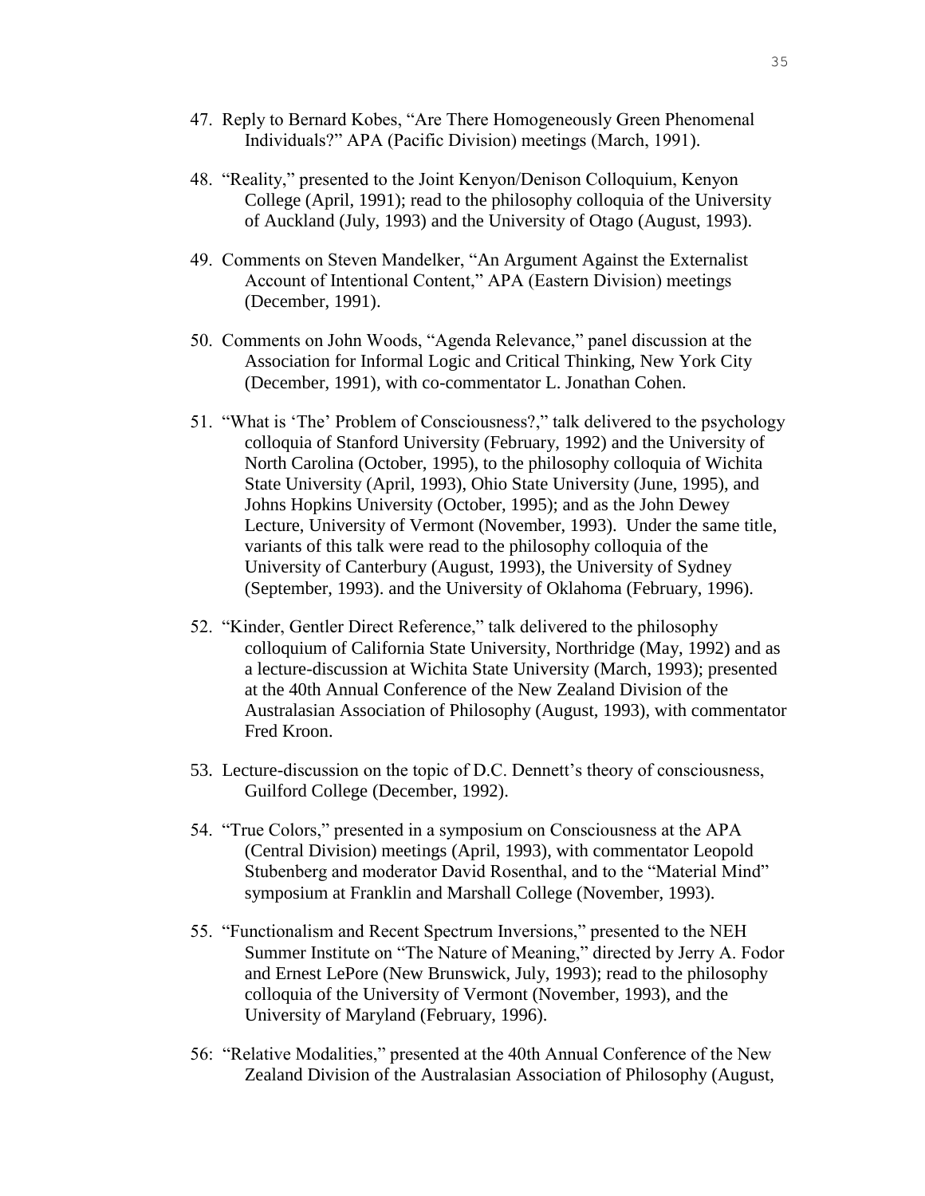47. Reply to Bernard Kobes, "Are There Homogeneously Green Phenomenal Individuals?" APA (Pacific Division) meetings (March, 1991).

48. "Reality," presented to the Joint Kenyon/Denison Colloquium, Kenyon College (April, 1991); read to the philosophy colloquia of the University of Auckland (July, 1993) and the University of Otago (August, 1993).

49. Comments on Steven Mandelker, "An Argument Against the Externalist Account of Intentional Content," APA (Eastern Division) meetings (December, 1991).

50. Comments on John Woods, "Agenda Relevance," panel discussion at the Association for Informal Logic and Critical Thinking, New York City (December, 1991), with co-commentator L. Jonathan Cohen.

51. "What is 'The' Problem of Consciousness?," talk delivered to the psychology colloquia of Stanford University (February, 1992) and the University of North Carolina (October, 1995), to the philosophy colloquia of Wichita State University (April, 1993), Ohio State University (June, 1995), and Johns Hopkins University (October, 1995); and as the John Dewey Lecture, University of Vermont (November, 1993). Under the same title, variants of this talk were read to the philosophy colloquia of the University of Canterbury (August, 1993), the University of Sydney (September, 1993). and the University of Oklahoma (February, 1996).

52. "Kinder, Gentler Direct Reference," talk delivered to the philosophy colloquium of California State University, Northridge (May, 1992) and as a lecture-discussion at Wichita State University (March, 1993); presented at the 40th Annual Conference of the New Zealand Division of the Australasian Association of Philosophy (August, 1993), with commentator Fred Kroon.

53. Lecture-discussion on the topic of D.C. Dennett's theory of consciousness, Guilford College (December, 1992).

54. "True Colors," presented in a symposium on Consciousness at the APA (Central Division) meetings (April, 1993), with commentator Leopold Stubenberg and moderator David Rosenthal, and to the "Material Mind" symposium at Franklin and Marshall College (November, 1993).

55. "Functionalism and Recent Spectrum Inversions," presented to the NEH Summer Institute on "The Nature of Meaning," directed by Jerry A. Fodor and Ernest LePore (New Brunswick, July, 1993); read to the philosophy colloquia of the University of Vermont (November, 1993), and the University of Maryland (February, 1996).

56: "Relative Modalities," presented at the 40th Annual Conference of the New Zealand Division of the Australasian Association of Philosophy (August,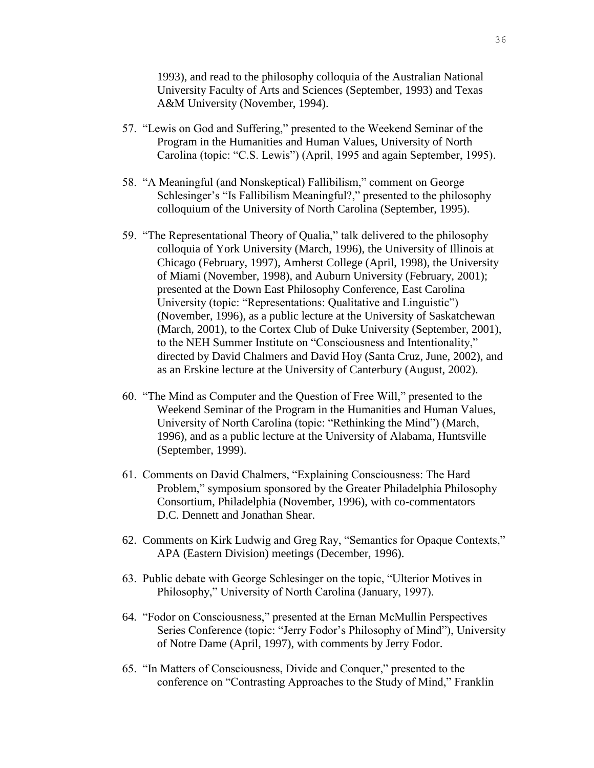1993), and read to the philosophy colloquia of the Australian National University Faculty of Arts and Sciences (September, 1993) and Texas A&M University (November, 1994).

57. "Lewis on God and Suffering," presented to the Weekend Seminar of the Program in the Humanities and Human Values, University of North Carolina (topic: "C.S. Lewis") (April, 1995 and again September, 1995).

58. "A Meaningful (and Nonskeptical) Fallibilism," comment on George Schlesinger's "Is Fallibilism Meaningful?," presented to the philosophy colloquium of the University of North Carolina (September, 1995).

59. "The Representational Theory of Qualia," talk delivered to the philosophy colloquia of York University (March, 1996), the University of Illinois at Chicago (February, 1997), Amherst College (April, 1998), the University of Miami (November, 1998), and Auburn University (February, 2001); presented at the Down East Philosophy Conference, East Carolina University (topic: "Representations: Qualitative and Linguistic") (November, 1996), as a public lecture at the University of Saskatchewan (March, 2001), to the Cortex Club of Duke University (September, 2001), to the NEH Summer Institute on "Consciousness and Intentionality," directed by David Chalmers and David Hoy (Santa Cruz, June, 2002), and as an Erskine lecture at the University of Canterbury (August, 2002).

60. "The Mind as Computer and the Question of Free Will," presented to the Weekend Seminar of the Program in the Humanities and Human Values, University of North Carolina (topic: "Rethinking the Mind") (March, 1996), and as a public lecture at the University of Alabama, Huntsville (September, 1999).

61. Comments on David Chalmers, "Explaining Consciousness: The Hard Problem," symposium sponsored by the Greater Philadelphia Philosophy Consortium, Philadelphia (November, 1996), with co-commentators D.C. Dennett and Jonathan Shear.

62. Comments on Kirk Ludwig and Greg Ray, "Semantics for Opaque Contexts," APA (Eastern Division) meetings (December, 1996).

63. Public debate with George Schlesinger on the topic, "Ulterior Motives in Philosophy," University of North Carolina (January, 1997).

64. "Fodor on Consciousness," presented at the Ernan McMullin Perspectives Series Conference (topic: "Jerry Fodor's Philosophy of Mind"), University of Notre Dame (April, 1997), with comments by Jerry Fodor.

65. "In Matters of Consciousness, Divide and Conquer," presented to the conference on "Contrasting Approaches to the Study of Mind," Franklin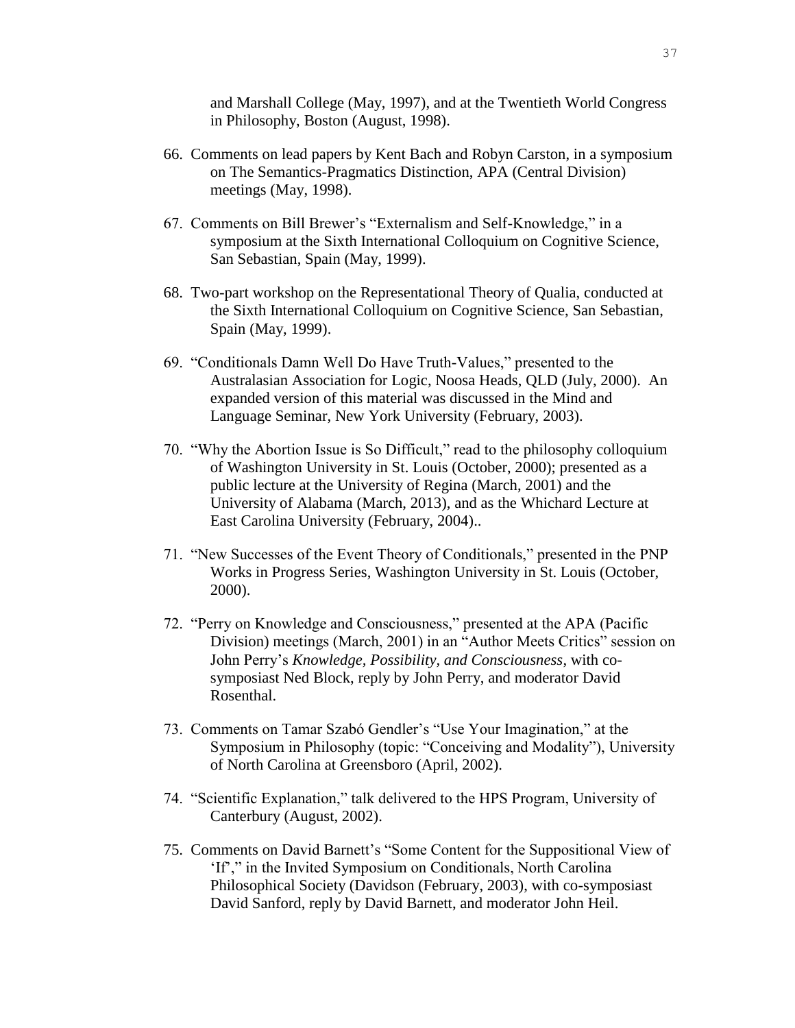and Marshall College (May, 1997), and at the Twentieth World Congress in Philosophy, Boston (August, 1998).

66. Comments on lead papers by Kent Bach and Robyn Carston, in a symposium on The Semantics-Pragmatics Distinction, APA (Central Division) meetings (May, 1998).

67. Comments on Bill Brewer's "Externalism and Self-Knowledge," in a symposium at the Sixth International Colloquium on Cognitive Science, San Sebastian, Spain (May, 1999).

68. Two-part workshop on the Representational Theory of Qualia, conducted at the Sixth International Colloquium on Cognitive Science, San Sebastian, Spain (May, 1999).

69. "Conditionals Damn Well Do Have Truth-Values," presented to the Australasian Association for Logic, Noosa Heads, QLD (July, 2000). An expanded version of this material was discussed in the Mind and Language Seminar, New York University (February, 2003).

70. "Why the Abortion Issue is So Difficult," read to the philosophy colloquium of Washington University in St. Louis (October, 2000); presented as a public lecture at the University of Regina (March, 2001) and the University of Alabama (March, 2013), and as the Whichard Lecture at East Carolina University (February, 2004)..

71. "New Successes of the Event Theory of Conditionals," presented in the PNP Works in Progress Series, Washington University in St. Louis (October, 2000).

72. "Perry on Knowledge and Consciousness," presented at the APA (Pacific Division) meetings (March, 2001) in an "Author Meets Critics" session on John Perry's *Knowledge, Possibility, and Consciousness*, with co-symposiast Ned Block, reply by John Perry, and moderator David Rosenthal.

73. Comments on Tamar Szabó Gendler's "Use Your Imagination," at the Symposium in Philosophy (topic: "Conceiving and Modality"), University of North Carolina at Greensboro (April, 2002).

74. "Scientific Explanation," talk delivered to the HPS Program, University of Canterbury (August, 2002).

75. Comments on David Barnett's "Some Content for the Suppositional View of 'If'," in the Invited Symposium on Conditionals, North Carolina Philosophical Society (Davidson (February, 2003), with co-symposiast David Sanford, reply by David Barnett, and moderator John Heil.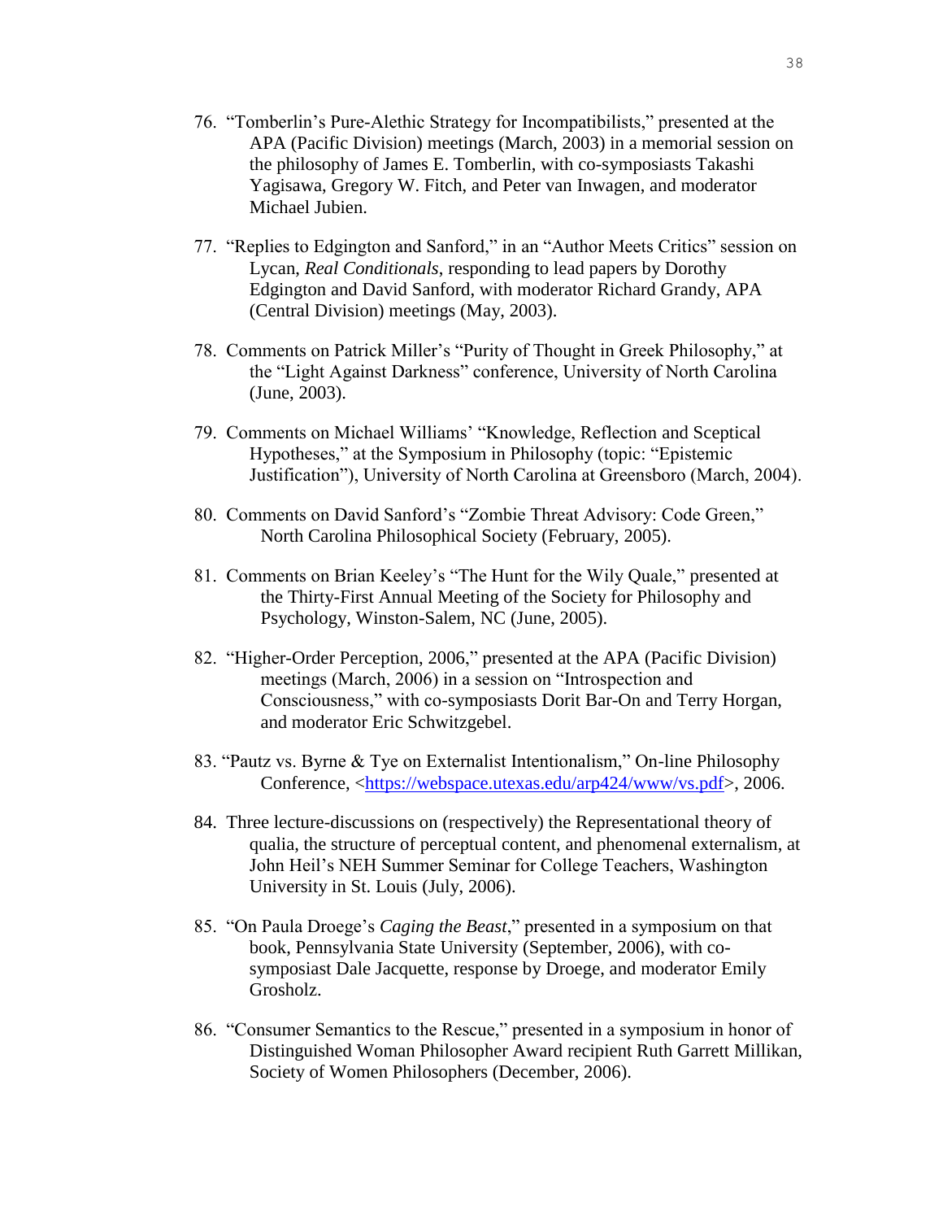76. "Tomberlin's Pure-Alethic Strategy for Incompatibilists," presented at the APA (Pacific Division) meetings (March, 2003) in a memorial session on the philosophy of James E. Tomberlin, with co-symposiasts Takashi Yagisawa, Gregory W. Fitch, and Peter van Inwagen, and moderator Michael Jubien.

77. "Replies to Edgington and Sanford," in an "Author Meets Critics" session on Lycan, *Real Conditionals*, responding to lead papers by Dorothy Edgington and David Sanford, with moderator Richard Grandy, APA (Central Division) meetings (May, 2003).

78. Comments on Patrick Miller's "Purity of Thought in Greek Philosophy," at the "Light Against Darkness" conference, University of North Carolina (June, 2003).

79. Comments on Michael Williams' "Knowledge, Reflection and Sceptical Hypotheses," at the Symposium in Philosophy (topic: "Epistemic Justification"), University of North Carolina at Greensboro (March, 2004).

80. Comments on David Sanford's "Zombie Threat Advisory: Code Green," North Carolina Philosophical Society (February, 2005).

81. Comments on Brian Keeley's "The Hunt for the Wily Quale," presented at the Thirty-First Annual Meeting of the Society for Philosophy and Psychology, Winston-Salem, NC (June, 2005).

82. "Higher-Order Perception, 2006," presented at the APA (Pacific Division) meetings (March, 2006) in a session on "Introspection and Consciousness," with co-symposiasts Dorit Bar-On and Terry Horgan, and moderator Eric Schwitzgebel.

83. "Pautz vs. Byrne & Tye on Externalist Intentionalism," On-line Philosophy Conference, <https://webspace.utexas.edu/arp424/www/vs.pdf>, 2006.

84. Three lecture-discussions on (respectively) the Representational theory of qualia, the structure of perceptual content, and phenomenal externalism, at John Heil's NEH Summer Seminar for College Teachers, Washington University in St. Louis (July, 2006).

85. "On Paula Droege's *Caging the Beast*," presented in a symposium on that book, Pennsylvania State University (September, 2006), with co-symposiast Dale Jacquette, response by Droege, and moderator Emily Grosholz.

86. "Consumer Semantics to the Rescue," presented in a symposium in honor of Distinguished Woman Philosopher Award recipient Ruth Garrett Millikan, Society of Women Philosophers (December, 2006).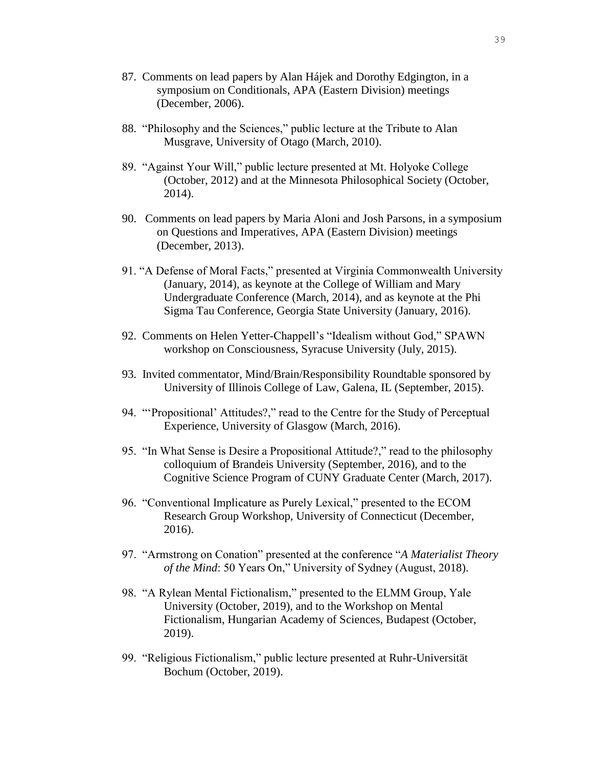87. Comments on lead papers by Alan Hájek and Dorothy Edgington, in a symposium on Conditionals, APA (Eastern Division) meetings (December, 2006).

88. "Philosophy and the Sciences," public lecture at the Tribute to Alan Musgrave, University of Otago (March, 2010).

89. "Against Your Will," public lecture presented at Mt. Holyoke College (October, 2012) and at the Minnesota Philosophical Society (October, 2014).

90. Comments on lead papers by Maria Aloni and Josh Parsons, in a symposium on Questions and Imperatives, APA (Eastern Division) meetings (December, 2013).

91. "A Defense of Moral Facts," presented at Virginia Commonwealth University (January, 2014), as keynote at the College of William and Mary Undergraduate Conference (March, 2014), and as keynote at the Phi Sigma Tau Conference, Georgia State University (January, 2016).

92. Comments on Helen Yetter-Chappell's "Idealism without God," SPAWN workshop on Consciousness, Syracuse University (July, 2015).

93. Invited commentator, Mind/Brain/Responsibility Roundtable sponsored by University of Illinois College of Law, Galena, IL (September, 2015).

94. "'Propositional' Attitudes?," read to the Centre for the Study of Perceptual Experience, University of Glasgow (March, 2016).

95. "In What Sense is Desire a Propositional Attitude?," read to the philosophy colloquium of Brandeis University (September, 2016), and to the Cognitive Science Program of CUNY Graduate Center (March, 2017).

96. "Conventional Implicature as Purely Lexical," presented to the ECOM Research Group Workshop, University of Connecticut (December, 2016).

97. "Armstrong on Conation" presented at the conference "*A Materialist Theory of the Mind*: 50 Years On," University of Sydney (August, 2018).

98. "A Rylean Mental Fictionalism," presented to the ELMM Group, Yale University (October, 2019), and to the Workshop on Mental Fictionalism, Hungarian Academy of Sciences, Budapest (October, 2019).

99. "Religious Fictionalism," public lecture presented at Ruhr-Universität Bochum (October, 2019).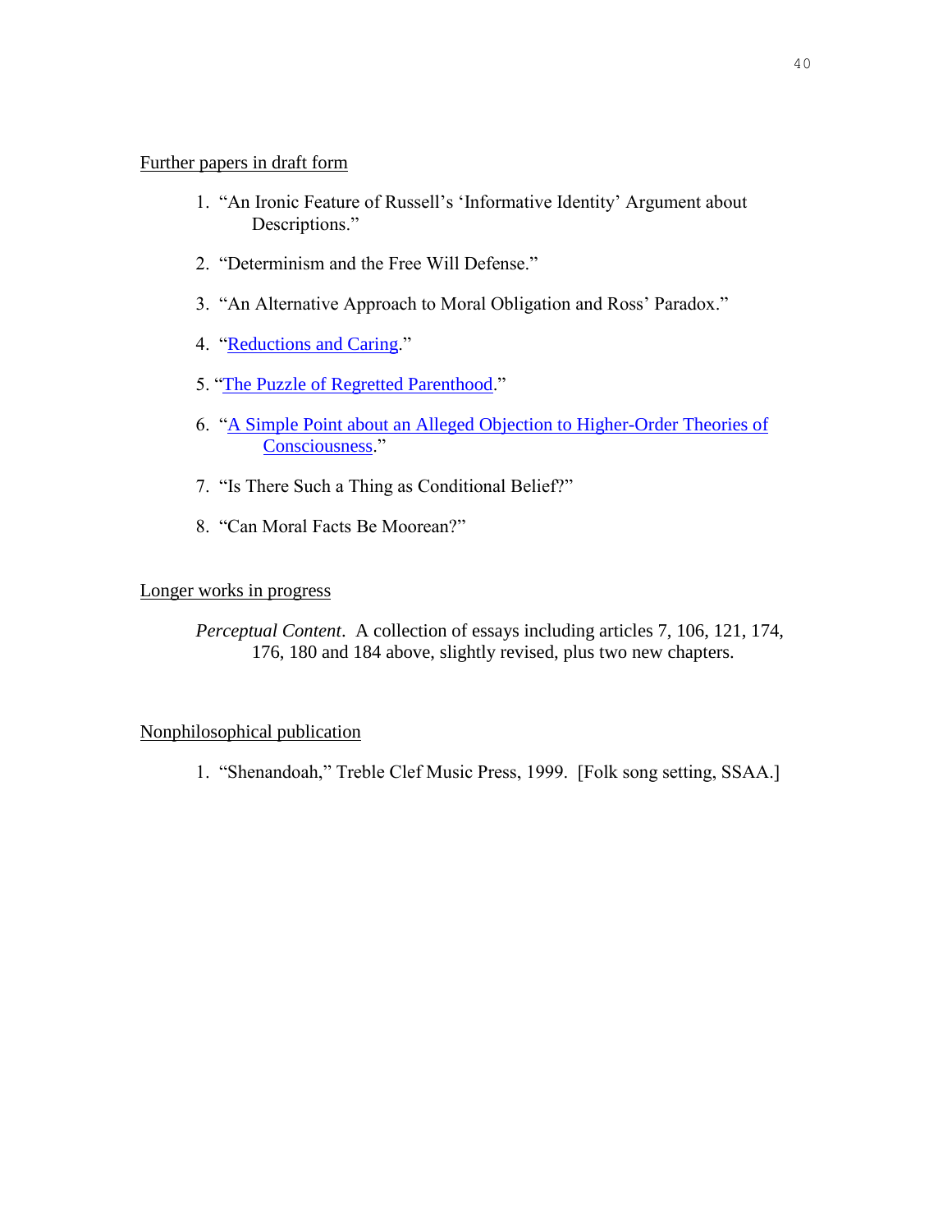Further papers in draft form

1. "An Ironic Feature of Russell's 'Informative Identity' Argument about Descriptions."
2. "Determinism and the Free Will Defense."
3. "An Alternative Approach to Moral Obligation and Ross' Paradox."
4. "Reductions and Caring."
5. "The Puzzle of Regretted Parenthood."
6. "A Simple Point about an Alleged Objection to Higher-Order Theories of Consciousness."
7. "Is There Such a Thing as Conditional Belief?"
8. "Can Moral Facts Be Moorean?"

Longer works in progress

*Perceptual Content*. A collection of essays including articles 7, 106, 121, 174, 176, 180 and 184 above, slightly revised, plus two new chapters.

Nonphilosophical publication

1. "Shenandoah," Treble Clef Music Press, 1999. [Folk song setting, SSAA.]